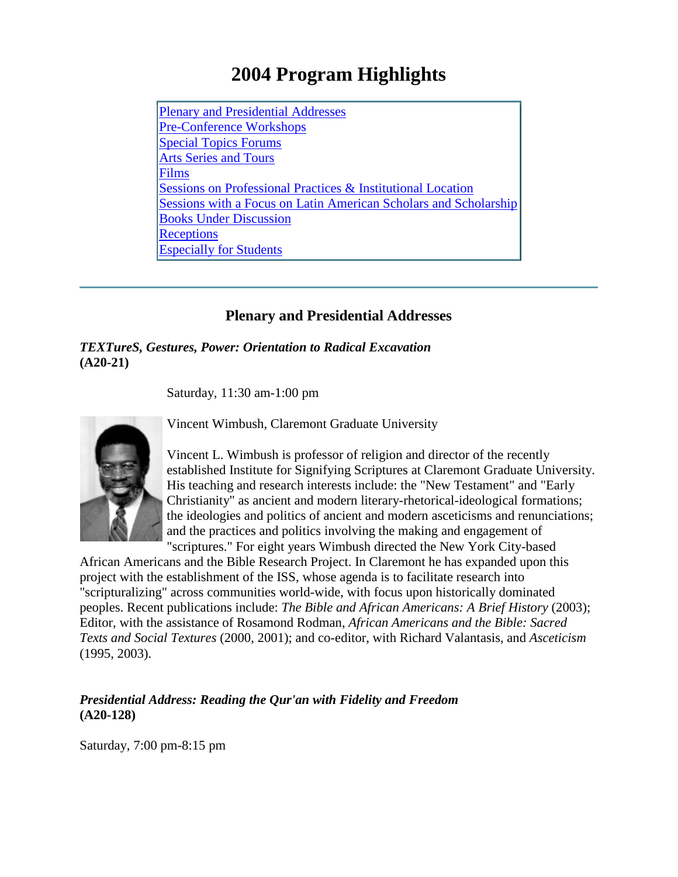# 2004 Program Highlights

- Plenary and Presidential Addresses
- Pre-Conference Workshops
- Special Topics Forums
- Arts Series and Tours
- Films
- Sessions on Professional Practices & Institutional Location
- Sessions with a Focus on Latin American Scholars and Scholarship
- Books Under Discussion
- Receptions
- Especially for Students

---

## Plenary and Presidential Addresses

***TEXTureS, Gestures, Power: Orientation to Radical Excavation***
**(A20-21)**

Saturday, 11:30 am-1:00 pm

Vincent Wimbush, Claremont Graduate University

Vincent L. Wimbush is professor of religion and director of the recently established Institute for Signifying Scriptures at Claremont Graduate University. His teaching and research interests include: the "New Testament" and "Early Christianity" as ancient and modern literary-rhetorical-ideological formations; the ideologies and politics of ancient and modern asceticisms and renunciations; and the practices and politics involving the making and engagement of "scriptures." For eight years Wimbush directed the New York City-based African Americans and the Bible Research Project. In Claremont he has expanded upon this project with the establishment of the ISS, whose agenda is to facilitate research into "scripturalizing" across communities world-wide, with focus upon historically dominated peoples. Recent publications include: *The Bible and African Americans: A Brief History* (2003); Editor, with the assistance of Rosamond Rodman, *African Americans and the Bible: Sacred Texts and Social Textures* (2000, 2001); and co-editor, with Richard Valantasis, and *Asceticism* (1995, 2003).

***Presidential Address: Reading the Qur'an with Fidelity and Freedom***
**(A20-128)**

Saturday, 7:00 pm-8:15 pm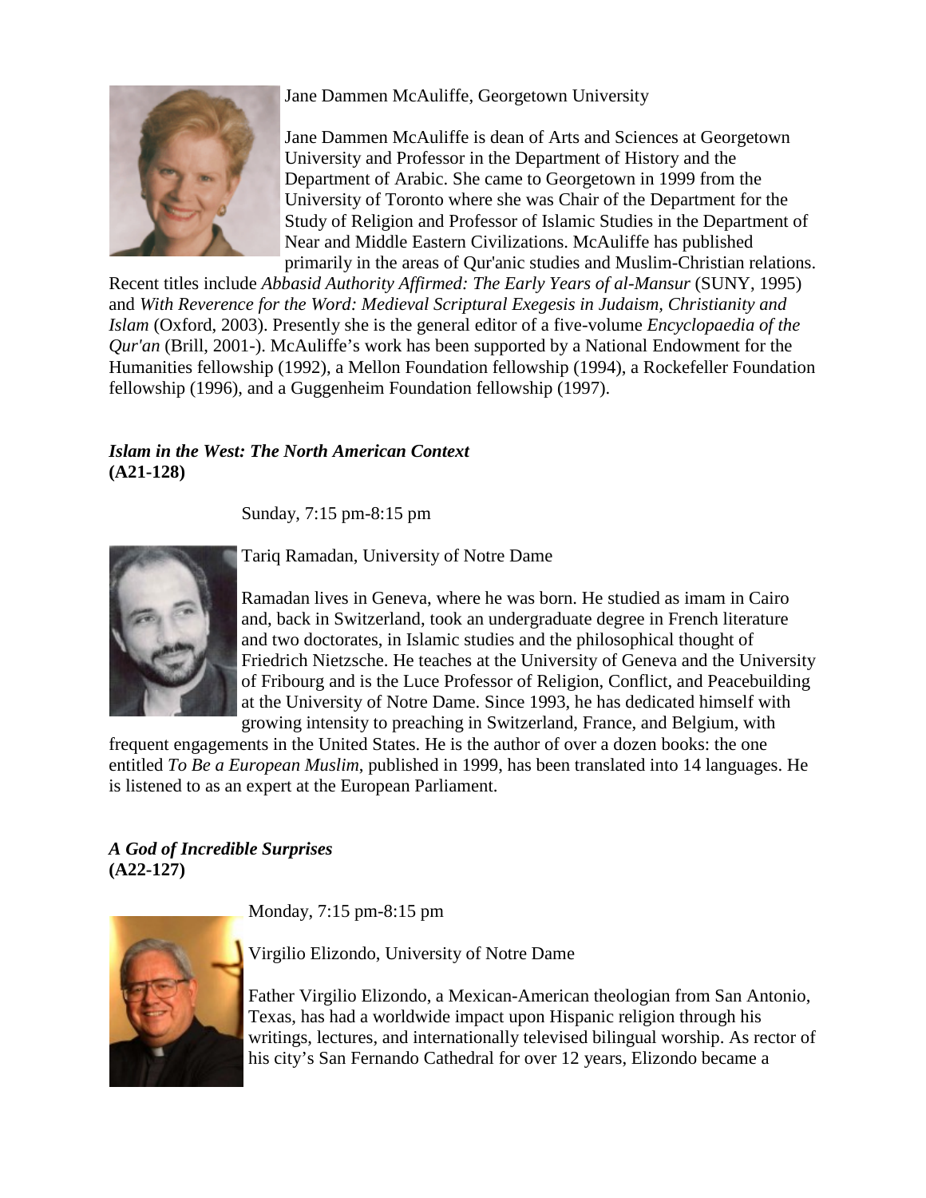Jane Dammen McAuliffe, Georgetown University

Jane Dammen McAuliffe is dean of Arts and Sciences at Georgetown University and Professor in the Department of History and the Department of Arabic. She came to Georgetown in 1999 from the University of Toronto where she was Chair of the Department for the Study of Religion and Professor of Islamic Studies in the Department of Near and Middle Eastern Civilizations. McAuliffe has published primarily in the areas of Qur'anic studies and Muslim-Christian relations. Recent titles include *Abbasid Authority Affirmed: The Early Years of al-Mansur* (SUNY, 1995) and *With Reverence for the Word: Medieval Scriptural Exegesis in Judaism, Christianity and Islam* (Oxford, 2003). Presently she is the general editor of a five-volume *Encyclopaedia of the Qur'an* (Brill, 2001-). McAuliffe's work has been supported by a National Endowment for the Humanities fellowship (1992), a Mellon Foundation fellowship (1994), a Rockefeller Foundation fellowship (1996), and a Guggenheim Foundation fellowship (1997).

***Islam in the West: The North American Context***
**(A21-128)**

Sunday, 7:15 pm-8:15 pm

Tariq Ramadan, University of Notre Dame

Ramadan lives in Geneva, where he was born. He studied as imam in Cairo and, back in Switzerland, took an undergraduate degree in French literature and two doctorates, in Islamic studies and the philosophical thought of Friedrich Nietzsche. He teaches at the University of Geneva and the University of Fribourg and is the Luce Professor of Religion, Conflict, and Peacebuilding at the University of Notre Dame. Since 1993, he has dedicated himself with growing intensity to preaching in Switzerland, France, and Belgium, with frequent engagements in the United States. He is the author of over a dozen books: the one entitled *To Be a European Muslim*, published in 1999, has been translated into 14 languages. He is listened to as an expert at the European Parliament.

***A God of Incredible Surprises***
**(A22-127)**

Monday, 7:15 pm-8:15 pm

Virgilio Elizondo, University of Notre Dame

Father Virgilio Elizondo, a Mexican-American theologian from San Antonio, Texas, has had a worldwide impact upon Hispanic religion through his writings, lectures, and internationally televised bilingual worship. As rector of his city's San Fernando Cathedral for over 12 years, Elizondo became a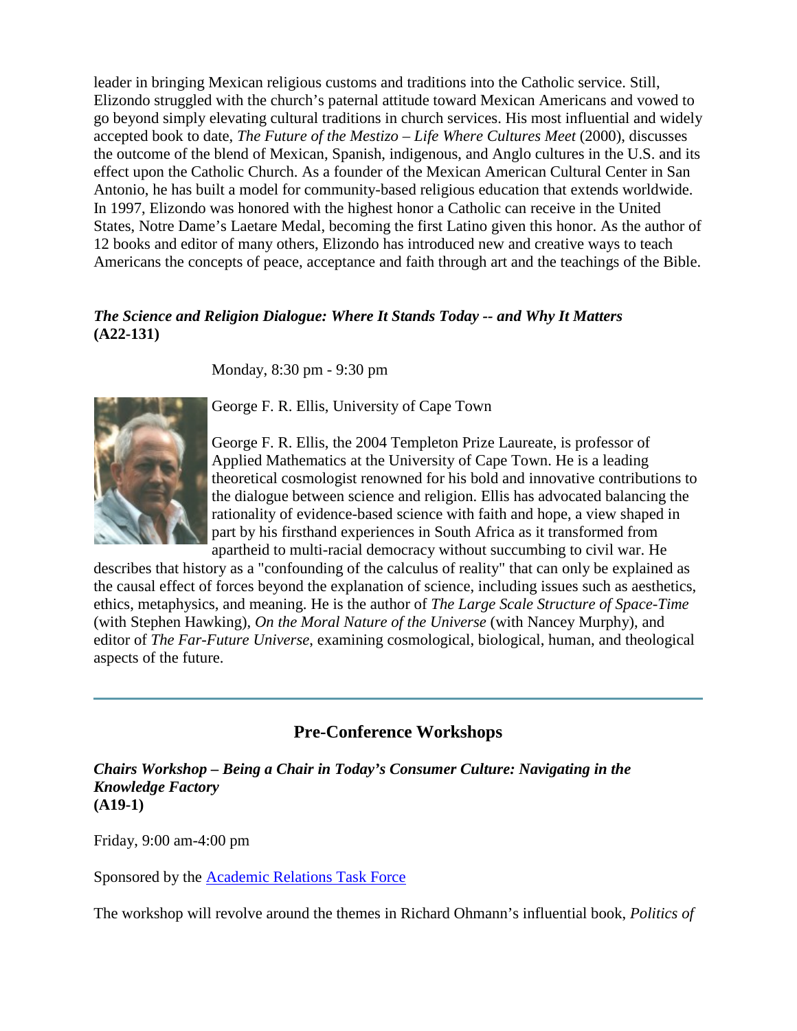leader in bringing Mexican religious customs and traditions into the Catholic service. Still, Elizondo struggled with the church's paternal attitude toward Mexican Americans and vowed to go beyond simply elevating cultural traditions in church services. His most influential and widely accepted book to date, *The Future of the Mestizo – Life Where Cultures Meet* (2000), discusses the outcome of the blend of Mexican, Spanish, indigenous, and Anglo cultures in the U.S. and its effect upon the Catholic Church. As a founder of the Mexican American Cultural Center in San Antonio, he has built a model for community-based religious education that extends worldwide. In 1997, Elizondo was honored with the highest honor a Catholic can receive in the United States, Notre Dame's Laetare Medal, becoming the first Latino given this honor. As the author of 12 books and editor of many others, Elizondo has introduced new and creative ways to teach Americans the concepts of peace, acceptance and faith through art and the teachings of the Bible.

***The Science and Religion Dialogue: Where It Stands Today -- and Why It Matters***
**(A22-131)**

Monday, 8:30 pm - 9:30 pm

George F. R. Ellis, University of Cape Town

George F. R. Ellis, the 2004 Templeton Prize Laureate, is professor of Applied Mathematics at the University of Cape Town. He is a leading theoretical cosmologist renowned for his bold and innovative contributions to the dialogue between science and religion. Ellis has advocated balancing the rationality of evidence-based science with faith and hope, a view shaped in part by his firsthand experiences in South Africa as it transformed from apartheid to multi-racial democracy without succumbing to civil war. He describes that history as a "confounding of the calculus of reality" that can only be explained as the causal effect of forces beyond the explanation of science, including issues such as aesthetics, ethics, metaphysics, and meaning. He is the author of *The Large Scale Structure of Space-Time* (with Stephen Hawking), *On the Moral Nature of the Universe* (with Nancey Murphy), and editor of *The Far-Future Universe*, examining cosmological, biological, human, and theological aspects of the future.

---

## Pre-Conference Workshops

***Chairs Workshop – Being a Chair in Today's Consumer Culture: Navigating in the Knowledge Factory***
**(A19-1)**

Friday, 9:00 am-4:00 pm

Sponsored by the Academic Relations Task Force

The workshop will revolve around the themes in Richard Ohmann's influential book, *Politics of*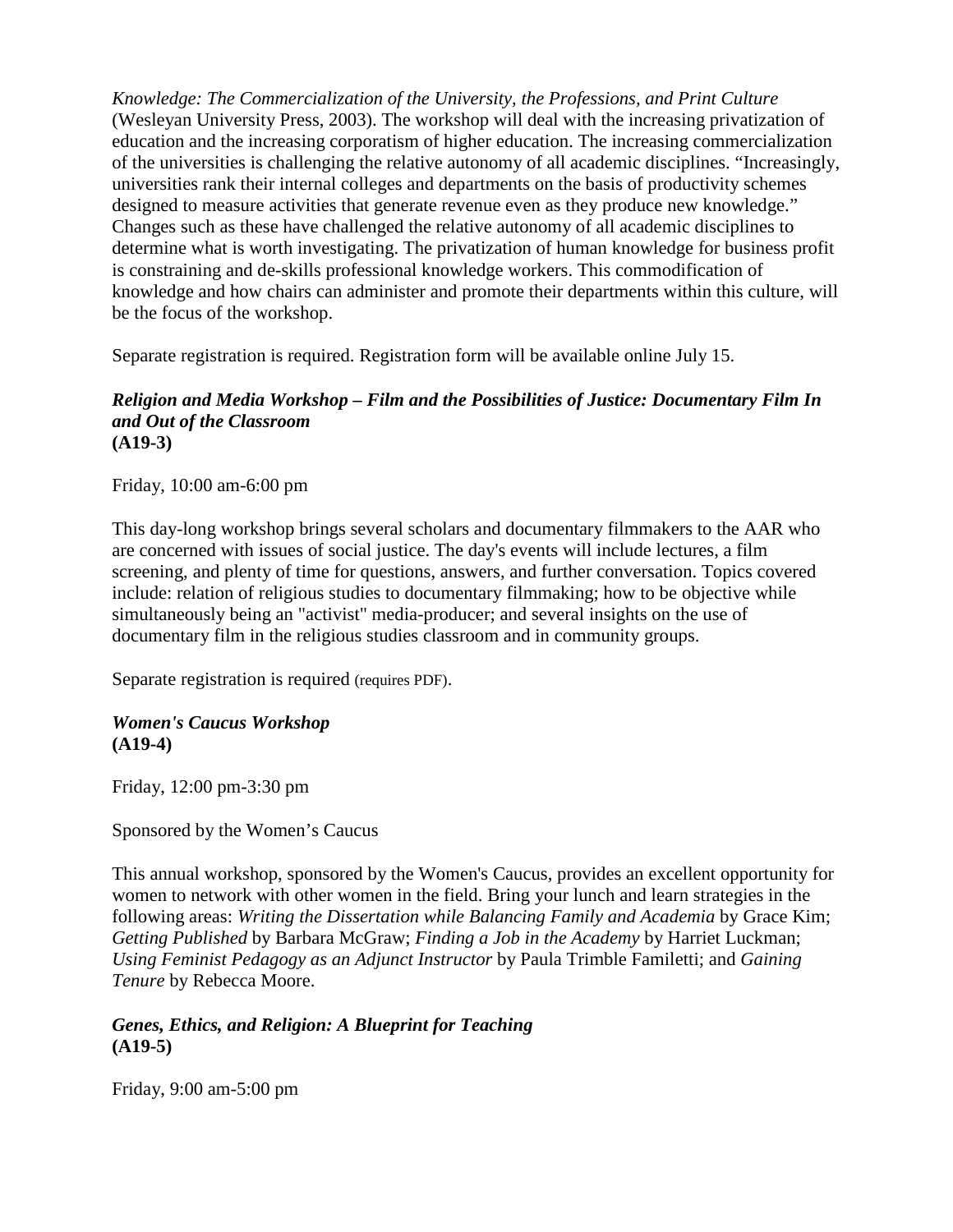*Knowledge: The Commercialization of the University, the Professions, and Print Culture* (Wesleyan University Press, 2003). The workshop will deal with the increasing privatization of education and the increasing corporatism of higher education. The increasing commercialization of the universities is challenging the relative autonomy of all academic disciplines. "Increasingly, universities rank their internal colleges and departments on the basis of productivity schemes designed to measure activities that generate revenue even as they produce new knowledge." Changes such as these have challenged the relative autonomy of all academic disciplines to determine what is worth investigating. The privatization of human knowledge for business profit is constraining and de-skills professional knowledge workers. This commodification of knowledge and how chairs can administer and promote their departments within this culture, will be the focus of the workshop.

Separate registration is required. Registration form will be available online July 15.

***Religion and Media Workshop – Film and the Possibilities of Justice: Documentary Film In and Out of the Classroom***
**(A19-3)**

Friday, 10:00 am-6:00 pm

This day-long workshop brings several scholars and documentary filmmakers to the AAR who are concerned with issues of social justice. The day's events will include lectures, a film screening, and plenty of time for questions, answers, and further conversation. Topics covered include: relation of religious studies to documentary filmmaking; how to be objective while simultaneously being an "activist" media-producer; and several insights on the use of documentary film in the religious studies classroom and in community groups.

Separate registration is required (requires PDF).

***Women's Caucus Workshop***
**(A19-4)**

Friday, 12:00 pm-3:30 pm

Sponsored by the Women's Caucus

This annual workshop, sponsored by the Women's Caucus, provides an excellent opportunity for women to network with other women in the field. Bring your lunch and learn strategies in the following areas: *Writing the Dissertation while Balancing Family and Academia* by Grace Kim; *Getting Published* by Barbara McGraw; *Finding a Job in the Academy* by Harriet Luckman; *Using Feminist Pedagogy as an Adjunct Instructor* by Paula Trimble Familetti; and *Gaining Tenure* by Rebecca Moore.

***Genes, Ethics, and Religion: A Blueprint for Teaching***
**(A19-5)**

Friday, 9:00 am-5:00 pm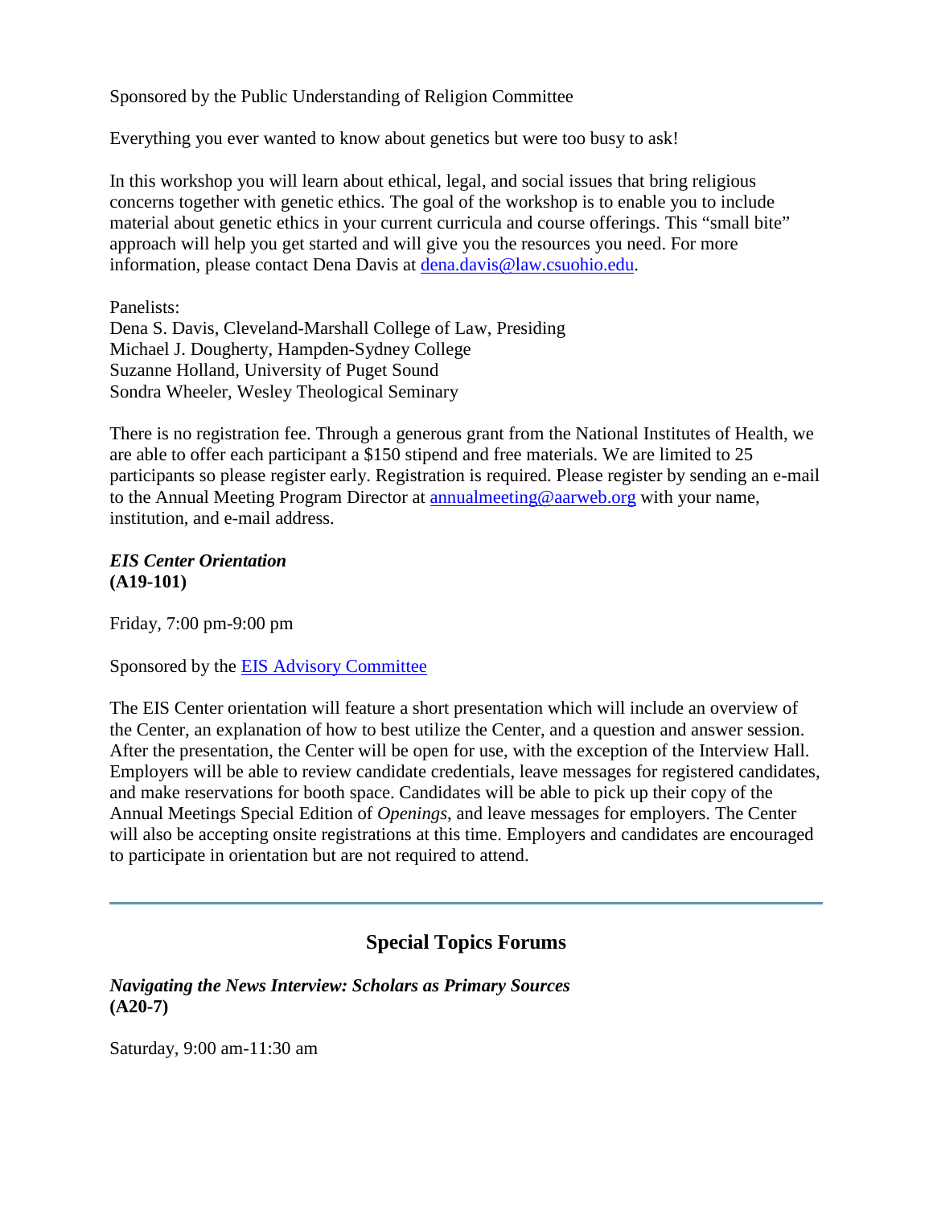Sponsored by the Public Understanding of Religion Committee

Everything you ever wanted to know about genetics but were too busy to ask!

In this workshop you will learn about ethical, legal, and social issues that bring religious concerns together with genetic ethics. The goal of the workshop is to enable you to include material about genetic ethics in your current curricula and course offerings. This “small bite” approach will help you get started and will give you the resources you need. For more information, please contact Dena Davis at dena.davis@law.csuohio.edu.

Panelists:
Dena S. Davis, Cleveland-Marshall College of Law, Presiding
Michael J. Dougherty, Hampden-Sydney College
Suzanne Holland, University of Puget Sound
Sondra Wheeler, Wesley Theological Seminary

There is no registration fee. Through a generous grant from the National Institutes of Health, we are able to offer each participant a $150 stipend and free materials. We are limited to 25 participants so please register early. Registration is required. Please register by sending an e-mail to the Annual Meeting Program Director at annualmeeting@aarweb.org with your name, institution, and e-mail address.

***EIS Center Orientation***
**(A19-101)**

Friday, 7:00 pm-9:00 pm

Sponsored by the EIS Advisory Committee

The EIS Center orientation will feature a short presentation which will include an overview of the Center, an explanation of how to best utilize the Center, and a question and answer session. After the presentation, the Center will be open for use, with the exception of the Interview Hall. Employers will be able to review candidate credentials, leave messages for registered candidates, and make reservations for booth space. Candidates will be able to pick up their copy of the Annual Meetings Special Edition of *Openings*, and leave messages for employers. The Center will also be accepting onsite registrations at this time. Employers and candidates are encouraged to participate in orientation but are not required to attend.

---

## Special Topics Forums

***Navigating the News Interview: Scholars as Primary Sources***
**(A20-7)**

Saturday, 9:00 am-11:30 am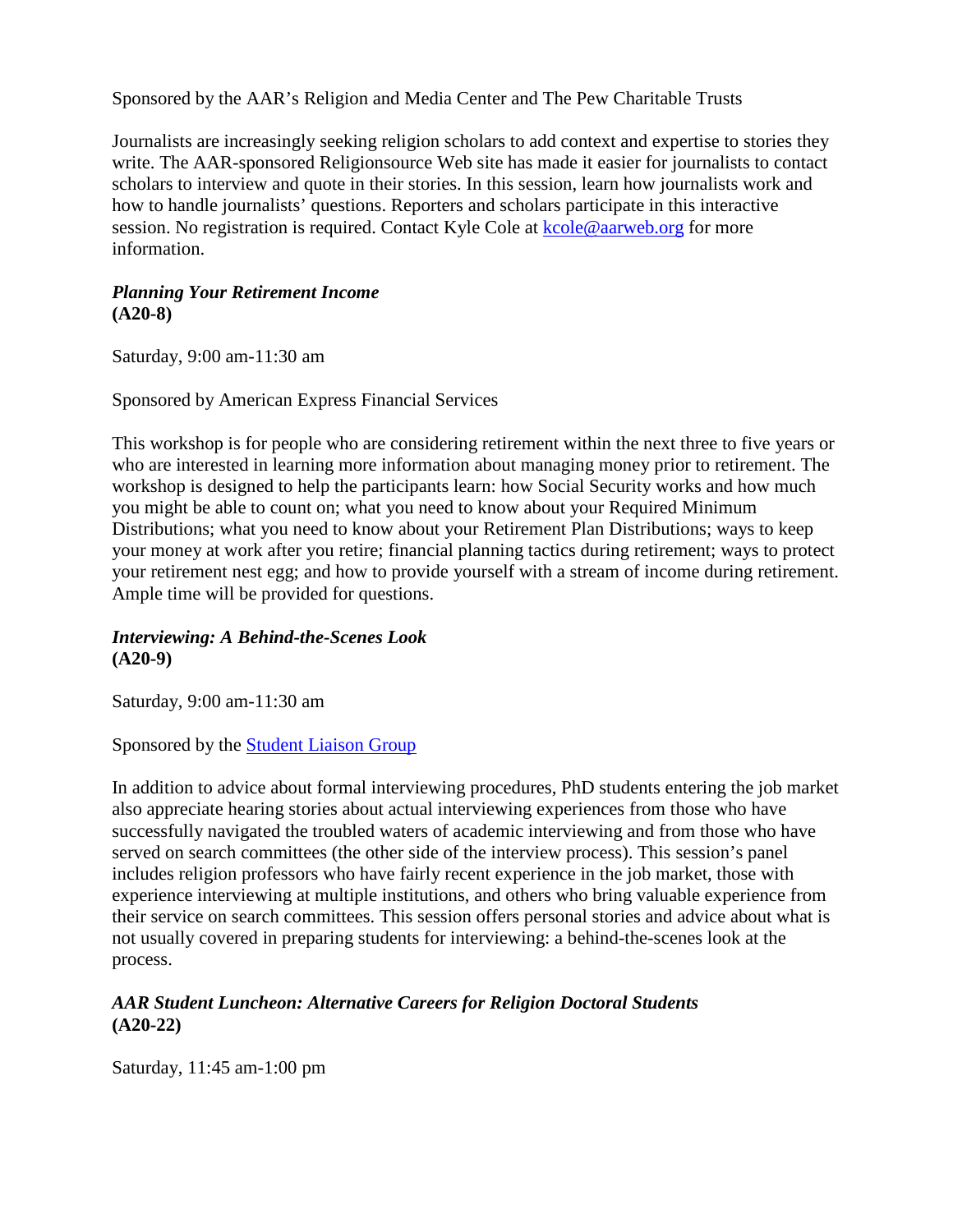Sponsored by the AAR's Religion and Media Center and The Pew Charitable Trusts

Journalists are increasingly seeking religion scholars to add context and expertise to stories they write. The AAR-sponsored Religionsource Web site has made it easier for journalists to contact scholars to interview and quote in their stories. In this session, learn how journalists work and how to handle journalists' questions. Reporters and scholars participate in this interactive session. No registration is required. Contact Kyle Cole at [kcole@aarweb.org](mailto:kcole@aarweb.org) for more information.

***Planning Your Retirement Income***
**(A20-8)**

Saturday, 9:00 am-11:30 am

Sponsored by American Express Financial Services

This workshop is for people who are considering retirement within the next three to five years or who are interested in learning more information about managing money prior to retirement. The workshop is designed to help the participants learn: how Social Security works and how much you might be able to count on; what you need to know about your Required Minimum Distributions; what you need to know about your Retirement Plan Distributions; ways to keep your money at work after you retire; financial planning tactics during retirement; ways to protect your retirement nest egg; and how to provide yourself with a stream of income during retirement. Ample time will be provided for questions.

***Interviewing: A Behind-the-Scenes Look***
**(A20-9)**

Saturday, 9:00 am-11:30 am

Sponsored by the Student Liaison Group

In addition to advice about formal interviewing procedures, PhD students entering the job market also appreciate hearing stories about actual interviewing experiences from those who have successfully navigated the troubled waters of academic interviewing and from those who have served on search committees (the other side of the interview process). This session's panel includes religion professors who have fairly recent experience in the job market, those with experience interviewing at multiple institutions, and others who bring valuable experience from their service on search committees. This session offers personal stories and advice about what is not usually covered in preparing students for interviewing: a behind-the-scenes look at the process.

***AAR Student Luncheon: Alternative Careers for Religion Doctoral Students***
**(A20-22)**

Saturday, 11:45 am-1:00 pm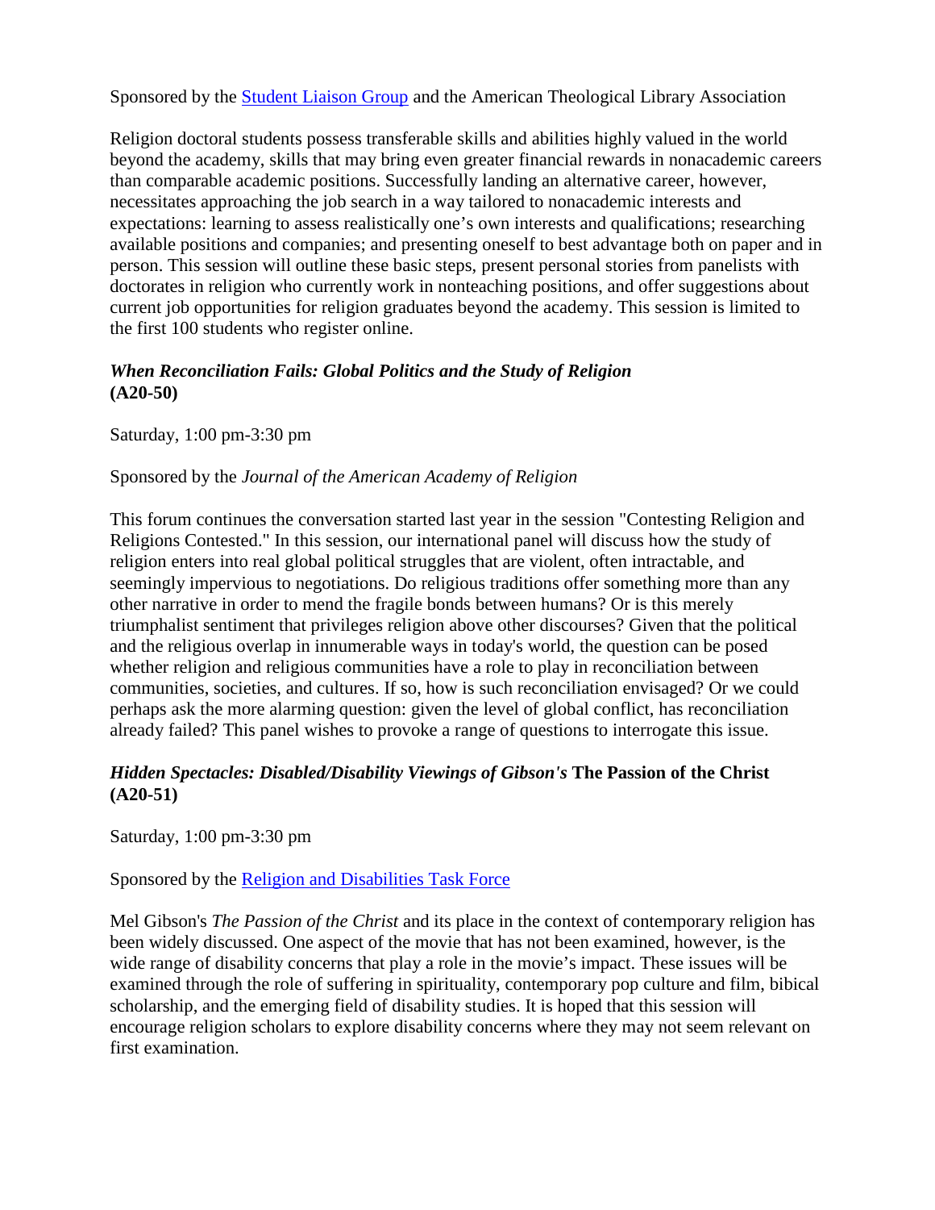Sponsored by the Student Liaison Group and the American Theological Library Association

Religion doctoral students possess transferable skills and abilities highly valued in the world beyond the academy, skills that may bring even greater financial rewards in nonacademic careers than comparable academic positions. Successfully landing an alternative career, however, necessitates approaching the job search in a way tailored to nonacademic interests and expectations: learning to assess realistically one's own interests and qualifications; researching available positions and companies; and presenting oneself to best advantage both on paper and in person. This session will outline these basic steps, present personal stories from panelists with doctorates in religion who currently work in nonteaching positions, and offer suggestions about current job opportunities for religion graduates beyond the academy. This session is limited to the first 100 students who register online.

### *When Reconciliation Fails: Global Politics and the Study of Religion* (A20-50)

Saturday, 1:00 pm-3:30 pm

Sponsored by the *Journal of the American Academy of Religion*

This forum continues the conversation started last year in the session "Contesting Religion and Religions Contested." In this session, our international panel will discuss how the study of religion enters into real global political struggles that are violent, often intractable, and seemingly impervious to negotiations. Do religious traditions offer something more than any other narrative in order to mend the fragile bonds between humans? Or is this merely triumphalist sentiment that privileges religion above other discourses? Given that the political and the religious overlap in innumerable ways in today's world, the question can be posed whether religion and religious communities have a role to play in reconciliation between communities, societies, and cultures. If so, how is such reconciliation envisaged? Or we could perhaps ask the more alarming question: given the level of global conflict, has reconciliation already failed? This panel wishes to provoke a range of questions to interrogate this issue.

### *Hidden Spectacles: Disabled/Disability Viewings of Gibson's* The Passion of the Christ (A20-51)

Saturday, 1:00 pm-3:30 pm

Sponsored by the Religion and Disabilities Task Force

Mel Gibson's *The Passion of the Christ* and its place in the context of contemporary religion has been widely discussed. One aspect of the movie that has not been examined, however, is the wide range of disability concerns that play a role in the movie's impact. These issues will be examined through the role of suffering in spirituality, contemporary pop culture and film, bibical scholarship, and the emerging field of disability studies. It is hoped that this session will encourage religion scholars to explore disability concerns where they may not seem relevant on first examination.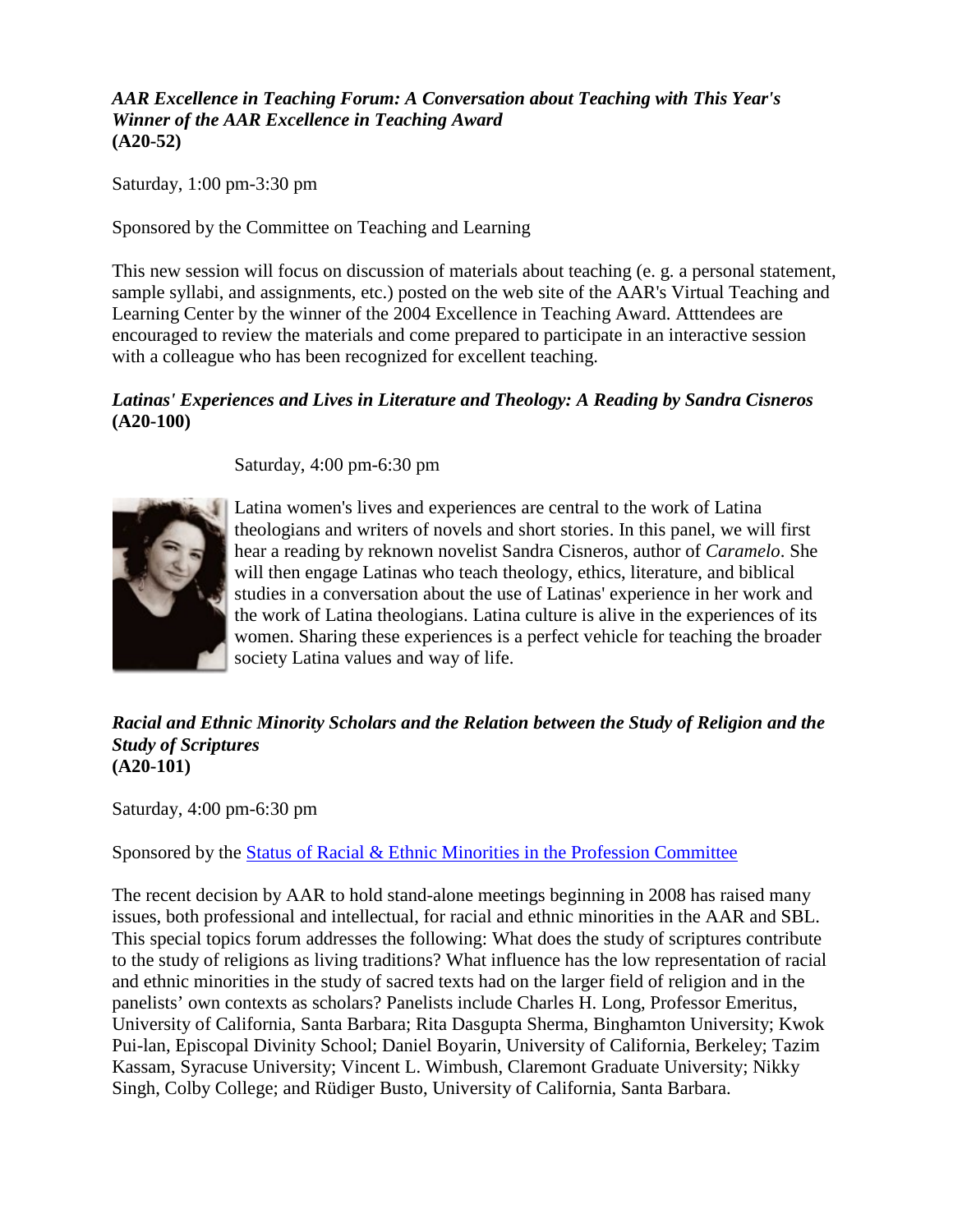***AAR Excellence in Teaching Forum: A Conversation about Teaching with This Year's Winner of the AAR Excellence in Teaching Award***
**(A20-52)**

Saturday, 1:00 pm-3:30 pm

Sponsored by the Committee on Teaching and Learning

This new session will focus on discussion of materials about teaching (e. g. a personal statement, sample syllabi, and assignments, etc.) posted on the web site of the AAR's Virtual Teaching and Learning Center by the winner of the 2004 Excellence in Teaching Award. Atttendees are encouraged to review the materials and come prepared to participate in an interactive session with a colleague who has been recognized for excellent teaching.

***Latinas' Experiences and Lives in Literature and Theology: A Reading by Sandra Cisneros***
**(A20-100)**

Saturday, 4:00 pm-6:30 pm

Latina women's lives and experiences are central to the work of Latina theologians and writers of novels and short stories. In this panel, we will first hear a reading by reknown novelist Sandra Cisneros, author of *Caramelo*. She will then engage Latinas who teach theology, ethics, literature, and biblical studies in a conversation about the use of Latinas' experience in her work and the work of Latina theologians. Latina culture is alive in the experiences of its women. Sharing these experiences is a perfect vehicle for teaching the broader society Latina values and way of life.

***Racial and Ethnic Minority Scholars and the Relation between the Study of Religion and the Study of Scriptures***
**(A20-101)**

Saturday, 4:00 pm-6:30 pm

Sponsored by the Status of Racial & Ethnic Minorities in the Profession Committee

The recent decision by AAR to hold stand-alone meetings beginning in 2008 has raised many issues, both professional and intellectual, for racial and ethnic minorities in the AAR and SBL. This special topics forum addresses the following: What does the study of scriptures contribute to the study of religions as living traditions? What influence has the low representation of racial and ethnic minorities in the study of sacred texts had on the larger field of religion and in the panelists' own contexts as scholars? Panelists include Charles H. Long, Professor Emeritus, University of California, Santa Barbara; Rita Dasgupta Sherma, Binghamton University; Kwok Pui-lan, Episcopal Divinity School; Daniel Boyarin, University of California, Berkeley; Tazim Kassam, Syracuse University; Vincent L. Wimbush, Claremont Graduate University; Nikky Singh, Colby College; and Rüdiger Busto, University of California, Santa Barbara.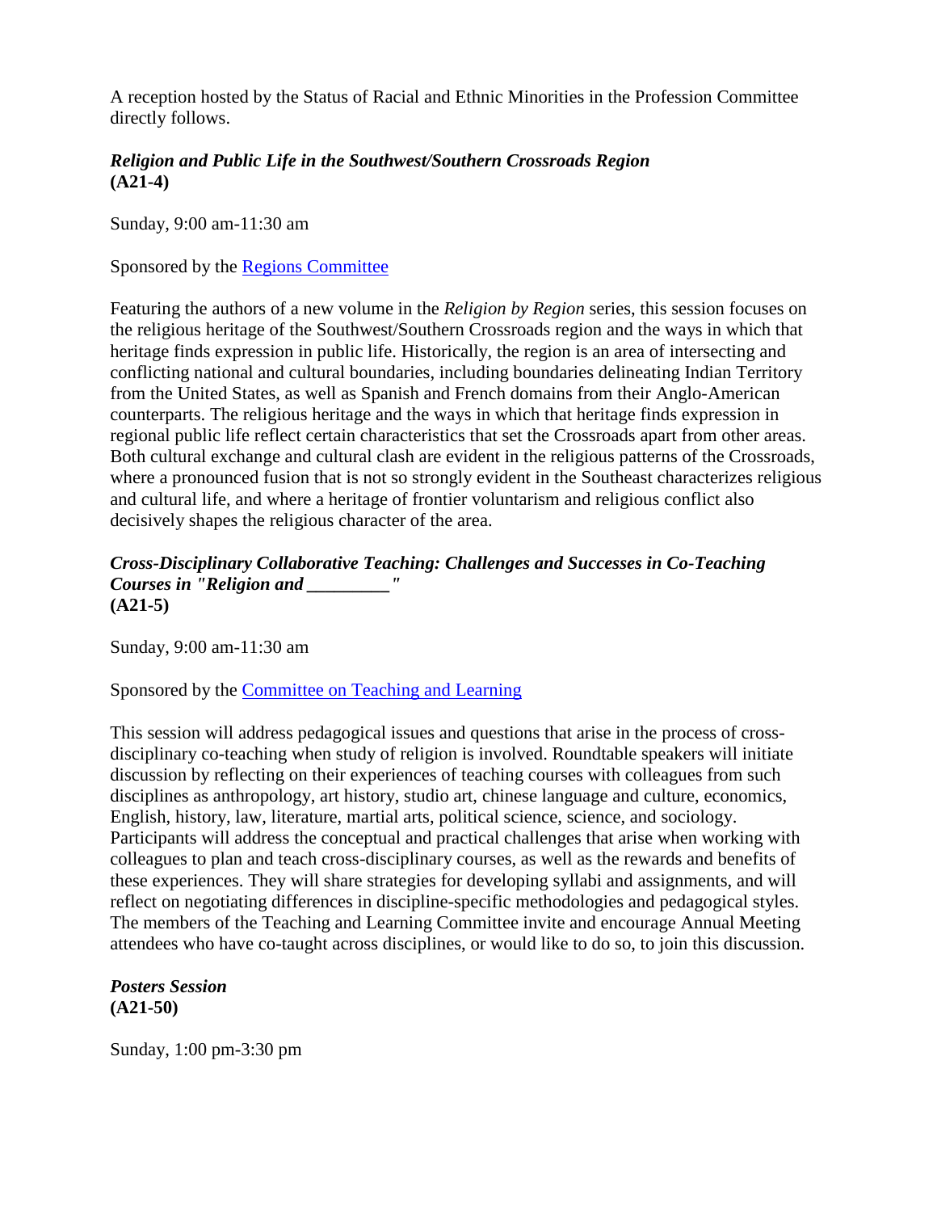A reception hosted by the Status of Racial and Ethnic Minorities in the Profession Committee directly follows.

***Religion and Public Life in the Southwest/Southern Crossroads Region***
**(A21-4)**

Sunday, 9:00 am-11:30 am

Sponsored by the [Regions Committee]

Featuring the authors of a new volume in the *Religion by Region* series, this session focuses on the religious heritage of the Southwest/Southern Crossroads region and the ways in which that heritage finds expression in public life. Historically, the region is an area of intersecting and conflicting national and cultural boundaries, including boundaries delineating Indian Territory from the United States, as well as Spanish and French domains from their Anglo-American counterparts. The religious heritage and the ways in which that heritage finds expression in regional public life reflect certain characteristics that set the Crossroads apart from other areas. Both cultural exchange and cultural clash are evident in the religious patterns of the Crossroads, where a pronounced fusion that is not so strongly evident in the Southeast characterizes religious and cultural life, and where a heritage of frontier voluntarism and religious conflict also decisively shapes the religious character of the area.

***Cross-Disciplinary Collaborative Teaching: Challenges and Successes in Co-Teaching Courses in "Religion and _________"***
**(A21-5)**

Sunday, 9:00 am-11:30 am

Sponsored by the [Committee on Teaching and Learning]

This session will address pedagogical issues and questions that arise in the process of cross-disciplinary co-teaching when study of religion is involved. Roundtable speakers will initiate discussion by reflecting on their experiences of teaching courses with colleagues from such disciplines as anthropology, art history, studio art, chinese language and culture, economics, English, history, law, literature, martial arts, political science, science, and sociology. Participants will address the conceptual and practical challenges that arise when working with colleagues to plan and teach cross-disciplinary courses, as well as the rewards and benefits of these experiences. They will share strategies for developing syllabi and assignments, and will reflect on negotiating differences in discipline-specific methodologies and pedagogical styles. The members of the Teaching and Learning Committee invite and encourage Annual Meeting attendees who have co-taught across disciplines, or would like to do so, to join this discussion.

***Posters Session***
**(A21-50)**

Sunday, 1:00 pm-3:30 pm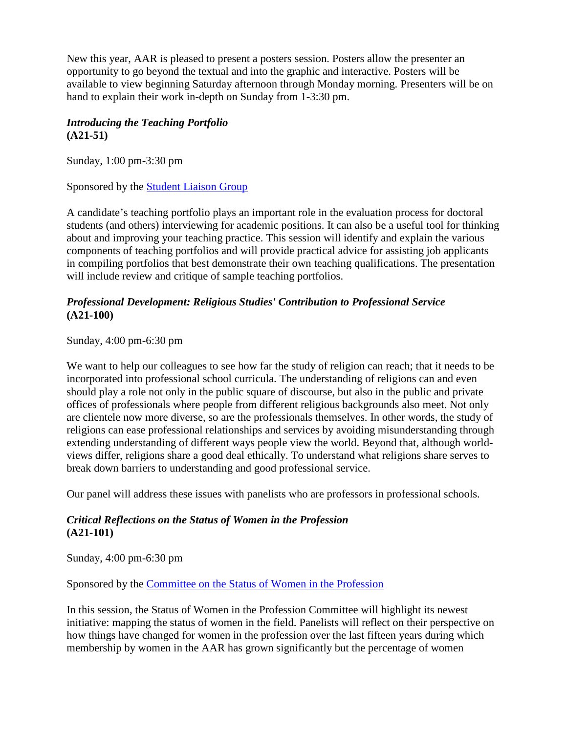New this year, AAR is pleased to present a posters session. Posters allow the presenter an opportunity to go beyond the textual and into the graphic and interactive. Posters will be available to view beginning Saturday afternoon through Monday morning. Presenters will be on hand to explain their work in-depth on Sunday from 1-3:30 pm.

### ***Introducing the Teaching Portfolio* (A21-51)**

Sunday, 1:00 pm-3:30 pm

Sponsored by the Student Liaison Group

A candidate's teaching portfolio plays an important role in the evaluation process for doctoral students (and others) interviewing for academic positions. It can also be a useful tool for thinking about and improving your teaching practice. This session will identify and explain the various components of teaching portfolios and will provide practical advice for assisting job applicants in compiling portfolios that best demonstrate their own teaching qualifications. The presentation will include review and critique of sample teaching portfolios.

### ***Professional Development: Religious Studies' Contribution to Professional Service* (A21-100)**

Sunday, 4:00 pm-6:30 pm

We want to help our colleagues to see how far the study of religion can reach; that it needs to be incorporated into professional school curricula. The understanding of religions can and even should play a role not only in the public square of discourse, but also in the public and private offices of professionals where people from different religious backgrounds also meet. Not only are clientele now more diverse, so are the professionals themselves. In other words, the study of religions can ease professional relationships and services by avoiding misunderstanding through extending understanding of different ways people view the world. Beyond that, although world-views differ, religions share a good deal ethically. To understand what religions share serves to break down barriers to understanding and good professional service.

Our panel will address these issues with panelists who are professors in professional schools.

### ***Critical Reflections on the Status of Women in the Profession* (A21-101)**

Sunday, 4:00 pm-6:30 pm

Sponsored by the Committee on the Status of Women in the Profession

In this session, the Status of Women in the Profession Committee will highlight its newest initiative: mapping the status of women in the field. Panelists will reflect on their perspective on how things have changed for women in the profession over the last fifteen years during which membership by women in the AAR has grown significantly but the percentage of women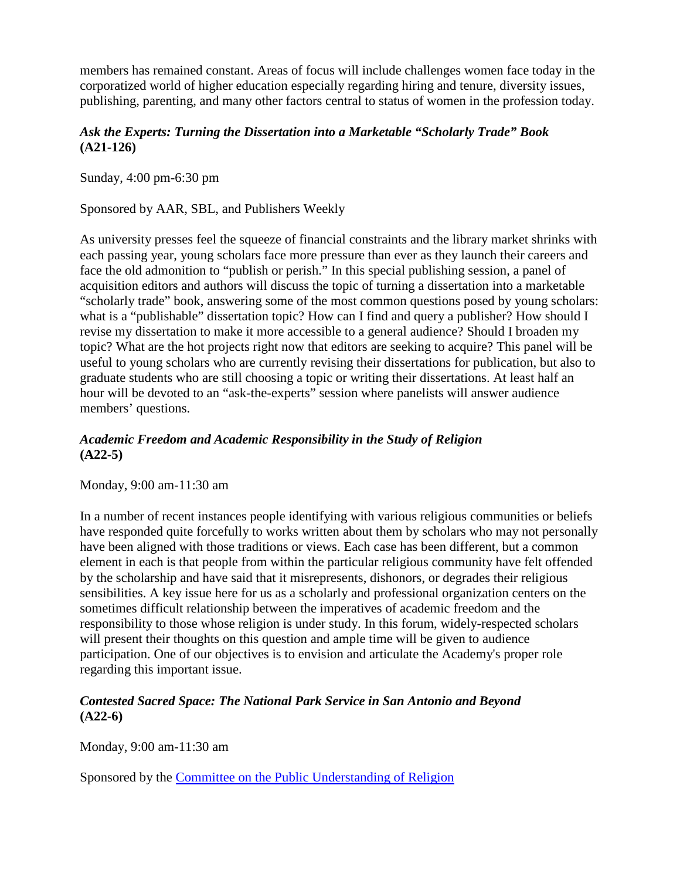members has remained constant. Areas of focus will include challenges women face today in the corporatized world of higher education especially regarding hiring and tenure, diversity issues, publishing, parenting, and many other factors central to status of women in the profession today.

### *Ask the Experts: Turning the Dissertation into a Marketable "Scholarly Trade" Book* **(A21-126)**

Sunday, 4:00 pm-6:30 pm

Sponsored by AAR, SBL, and Publishers Weekly

As university presses feel the squeeze of financial constraints and the library market shrinks with each passing year, young scholars face more pressure than ever as they launch their careers and face the old admonition to "publish or perish." In this special publishing session, a panel of acquisition editors and authors will discuss the topic of turning a dissertation into a marketable "scholarly trade" book, answering some of the most common questions posed by young scholars: what is a "publishable" dissertation topic? How can I find and query a publisher? How should I revise my dissertation to make it more accessible to a general audience? Should I broaden my topic? What are the hot projects right now that editors are seeking to acquire? This panel will be useful to young scholars who are currently revising their dissertations for publication, but also to graduate students who are still choosing a topic or writing their dissertations. At least half an hour will be devoted to an "ask-the-experts" session where panelists will answer audience members' questions.

### *Academic Freedom and Academic Responsibility in the Study of Religion* **(A22-5)**

Monday, 9:00 am-11:30 am

In a number of recent instances people identifying with various religious communities or beliefs have responded quite forcefully to works written about them by scholars who may not personally have been aligned with those traditions or views. Each case has been different, but a common element in each is that people from within the particular religious community have felt offended by the scholarship and have said that it misrepresents, dishonors, or degrades their religious sensibilities. A key issue here for us as a scholarly and professional organization centers on the sometimes difficult relationship between the imperatives of academic freedom and the responsibility to those whose religion is under study. In this forum, widely-respected scholars will present their thoughts on this question and ample time will be given to audience participation. One of our objectives is to envision and articulate the Academy's proper role regarding this important issue.

### *Contested Sacred Space: The National Park Service in San Antonio and Beyond* **(A22-6)**

Monday, 9:00 am-11:30 am

Sponsored by the Committee on the Public Understanding of Religion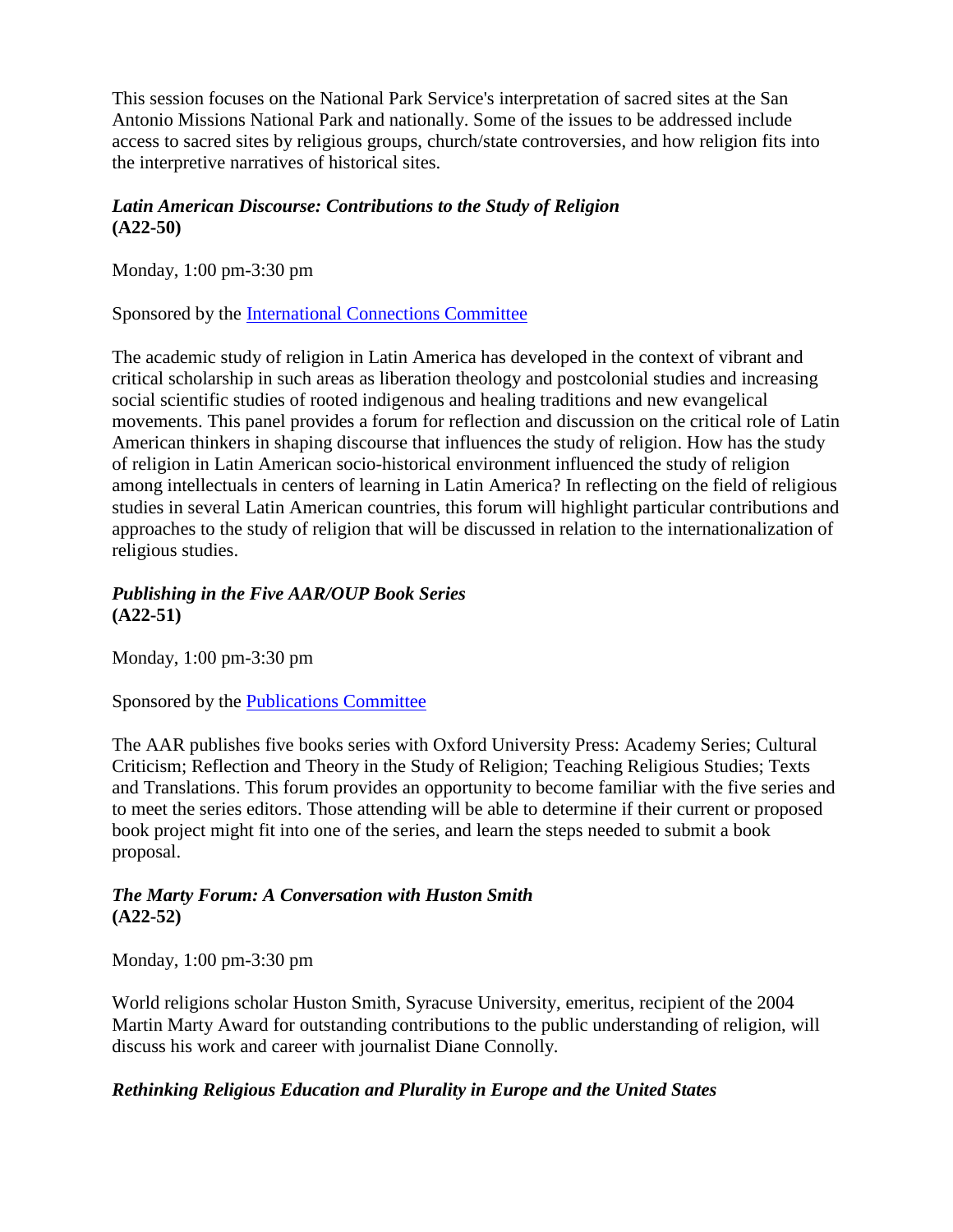This session focuses on the National Park Service's interpretation of sacred sites at the San Antonio Missions National Park and nationally. Some of the issues to be addressed include access to sacred sites by religious groups, church/state controversies, and how religion fits into the interpretive narratives of historical sites.

### ***Latin American Discourse: Contributions to the Study of Religion***
**(A22-50)**

Monday, 1:00 pm-3:30 pm

Sponsored by the International Connections Committee

The academic study of religion in Latin America has developed in the context of vibrant and critical scholarship in such areas as liberation theology and postcolonial studies and increasing social scientific studies of rooted indigenous and healing traditions and new evangelical movements. This panel provides a forum for reflection and discussion on the critical role of Latin American thinkers in shaping discourse that influences the study of religion. How has the study of religion in Latin American socio-historical environment influenced the study of religion among intellectuals in centers of learning in Latin America? In reflecting on the field of religious studies in several Latin American countries, this forum will highlight particular contributions and approaches to the study of religion that will be discussed in relation to the internationalization of religious studies.

### ***Publishing in the Five AAR/OUP Book Series***
**(A22-51)**

Monday, 1:00 pm-3:30 pm

Sponsored by the Publications Committee

The AAR publishes five books series with Oxford University Press: Academy Series; Cultural Criticism; Reflection and Theory in the Study of Religion; Teaching Religious Studies; Texts and Translations. This forum provides an opportunity to become familiar with the five series and to meet the series editors. Those attending will be able to determine if their current or proposed book project might fit into one of the series, and learn the steps needed to submit a book proposal.

### ***The Marty Forum: A Conversation with Huston Smith***
**(A22-52)**

Monday, 1:00 pm-3:30 pm

World religions scholar Huston Smith, Syracuse University, emeritus, recipient of the 2004 Martin Marty Award for outstanding contributions to the public understanding of religion, will discuss his work and career with journalist Diane Connolly.

### ***Rethinking Religious Education and Plurality in Europe and the United States***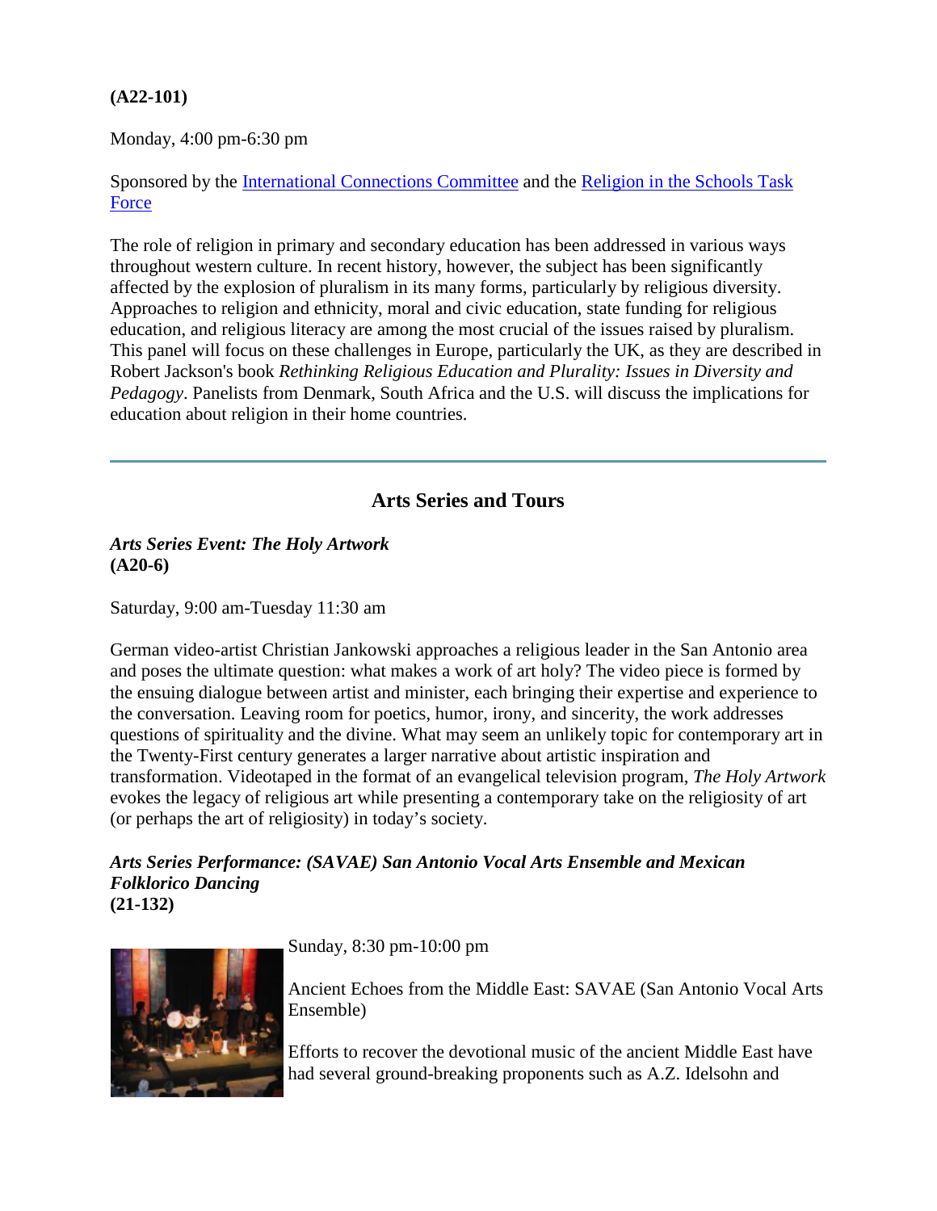**(A22-101)**

Monday, 4:00 pm-6:30 pm

Sponsored by the International Connections Committee and the Religion in the Schools Task Force

The role of religion in primary and secondary education has been addressed in various ways throughout western culture. In recent history, however, the subject has been significantly affected by the explosion of pluralism in its many forms, particularly by religious diversity. Approaches to religion and ethnicity, moral and civic education, state funding for religious education, and religious literacy are among the most crucial of the issues raised by pluralism. This panel will focus on these challenges in Europe, particularly the UK, as they are described in Robert Jackson's book *Rethinking Religious Education and Plurality: Issues in Diversity and Pedagogy*. Panelists from Denmark, South Africa and the U.S. will discuss the implications for education about religion in their home countries.

---

## Arts Series and Tours

***Arts Series Event: The Holy Artwork***
**(A20-6)**

Saturday, 9:00 am-Tuesday 11:30 am

German video-artist Christian Jankowski approaches a religious leader in the San Antonio area and poses the ultimate question: what makes a work of art holy? The video piece is formed by the ensuing dialogue between artist and minister, each bringing their expertise and experience to the conversation. Leaving room for poetics, humor, irony, and sincerity, the work addresses questions of spirituality and the divine. What may seem an unlikely topic for contemporary art in the Twenty-First century generates a larger narrative about artistic inspiration and transformation. Videotaped in the format of an evangelical television program, *The Holy Artwork* evokes the legacy of religious art while presenting a contemporary take on the religiosity of art (or perhaps the art of religiosity) in today's society.

***Arts Series Performance: (SAVAE) San Antonio Vocal Arts Ensemble and Mexican Folklorico Dancing***
**(21-132)**

Sunday, 8:30 pm-10:00 pm

Ancient Echoes from the Middle East: SAVAE (San Antonio Vocal Arts Ensemble)

Efforts to recover the devotional music of the ancient Middle East have had several ground-breaking proponents such as A.Z. Idelsohn and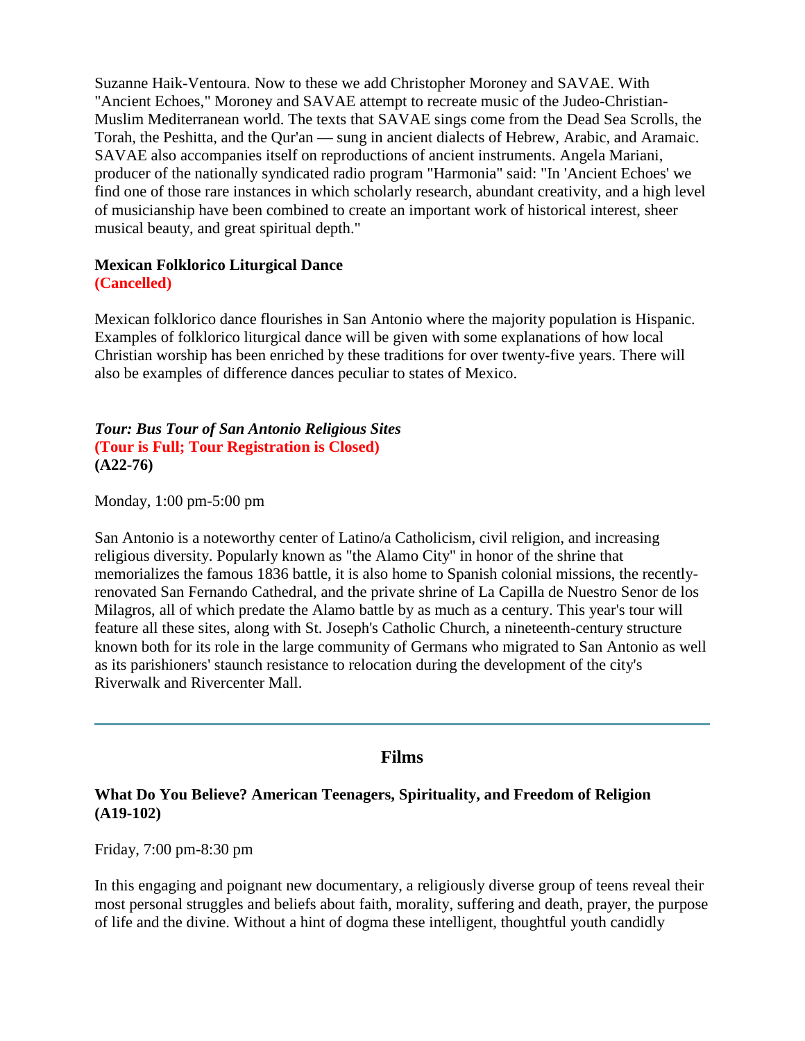Suzanne Haik-Ventoura. Now to these we add Christopher Moroney and SAVAE. With "Ancient Echoes," Moroney and SAVAE attempt to recreate music of the Judeo-Christian-Muslim Mediterranean world. The texts that SAVAE sings come from the Dead Sea Scrolls, the Torah, the Peshitta, and the Qur'an — sung in ancient dialects of Hebrew, Arabic, and Aramaic. SAVAE also accompanies itself on reproductions of ancient instruments. Angela Mariani, producer of the nationally syndicated radio program "Harmonia" said: "In 'Ancient Echoes' we find one of those rare instances in which scholarly research, abundant creativity, and a high level of musicianship have been combined to create an important work of historical interest, sheer musical beauty, and great spiritual depth."

**Mexican Folklorico Liturgical Dance**
**(Cancelled)**

Mexican folklorico dance flourishes in San Antonio where the majority population is Hispanic. Examples of folklorico liturgical dance will be given with some explanations of how local Christian worship has been enriched by these traditions for over twenty-five years. There will also be examples of difference dances peculiar to states of Mexico.

***Tour: Bus Tour of San Antonio Religious Sites***
**(Tour is Full; Tour Registration is Closed)**
**(A22-76)**

Monday, 1:00 pm-5:00 pm

San Antonio is a noteworthy center of Latino/a Catholicism, civil religion, and increasing religious diversity. Popularly known as "the Alamo City" in honor of the shrine that memorializes the famous 1836 battle, it is also home to Spanish colonial missions, the recently-renovated San Fernando Cathedral, and the private shrine of La Capilla de Nuestro Senor de los Milagros, all of which predate the Alamo battle by as much as a century. This year's tour will feature all these sites, along with St. Joseph's Catholic Church, a nineteenth-century structure known both for its role in the large community of Germans who migrated to San Antonio as well as its parishioners' staunch resistance to relocation during the development of the city's Riverwalk and Rivercenter Mall.

---

## Films

**What Do You Believe? American Teenagers, Spirituality, and Freedom of Religion (A19-102)**

Friday, 7:00 pm-8:30 pm

In this engaging and poignant new documentary, a religiously diverse group of teens reveal their most personal struggles and beliefs about faith, morality, suffering and death, prayer, the purpose of life and the divine. Without a hint of dogma these intelligent, thoughtful youth candidly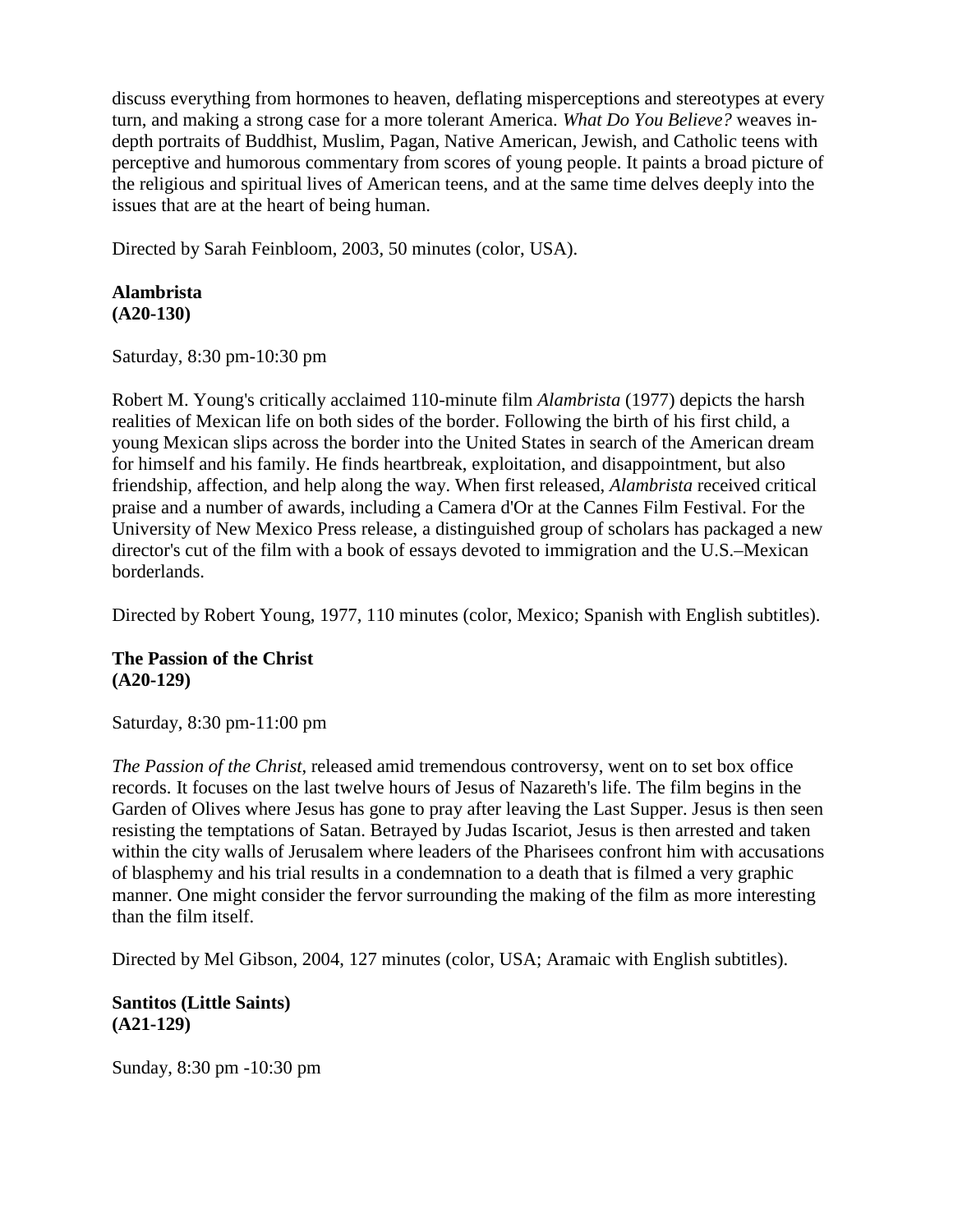discuss everything from hormones to heaven, deflating misperceptions and stereotypes at every turn, and making a strong case for a more tolerant America. *What Do You Believe?* weaves in-depth portraits of Buddhist, Muslim, Pagan, Native American, Jewish, and Catholic teens with perceptive and humorous commentary from scores of young people. It paints a broad picture of the religious and spiritual lives of American teens, and at the same time delves deeply into the issues that are at the heart of being human.

Directed by Sarah Feinbloom, 2003, 50 minutes (color, USA).

**Alambrista**
**(A20-130)**

Saturday, 8:30 pm-10:30 pm

Robert M. Young's critically acclaimed 110-minute film *Alambrista* (1977) depicts the harsh realities of Mexican life on both sides of the border. Following the birth of his first child, a young Mexican slips across the border into the United States in search of the American dream for himself and his family. He finds heartbreak, exploitation, and disappointment, but also friendship, affection, and help along the way. When first released, *Alambrista* received critical praise and a number of awards, including a Camera d'Or at the Cannes Film Festival. For the University of New Mexico Press release, a distinguished group of scholars has packaged a new director's cut of the film with a book of essays devoted to immigration and the U.S.–Mexican borderlands.

Directed by Robert Young, 1977, 110 minutes (color, Mexico; Spanish with English subtitles).

**The Passion of the Christ**
**(A20-129)**

Saturday, 8:30 pm-11:00 pm

*The Passion of the Christ*, released amid tremendous controversy, went on to set box office records. It focuses on the last twelve hours of Jesus of Nazareth's life. The film begins in the Garden of Olives where Jesus has gone to pray after leaving the Last Supper. Jesus is then seen resisting the temptations of Satan. Betrayed by Judas Iscariot, Jesus is then arrested and taken within the city walls of Jerusalem where leaders of the Pharisees confront him with accusations of blasphemy and his trial results in a condemnation to a death that is filmed a very graphic manner. One might consider the fervor surrounding the making of the film as more interesting than the film itself.

Directed by Mel Gibson, 2004, 127 minutes (color, USA; Aramaic with English subtitles).

**Santitos (Little Saints)**
**(A21-129)**

Sunday, 8:30 pm -10:30 pm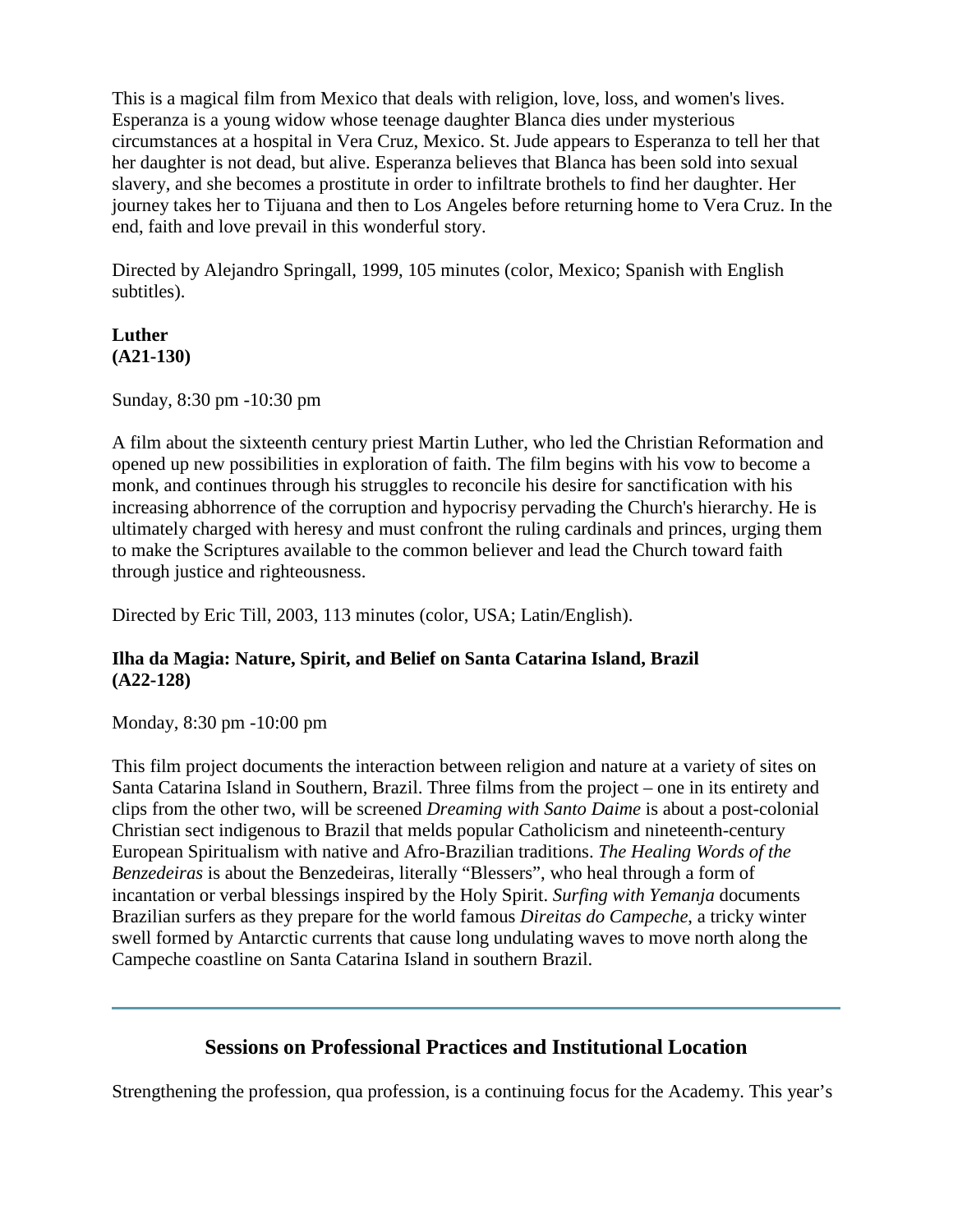This is a magical film from Mexico that deals with religion, love, loss, and women's lives. Esperanza is a young widow whose teenage daughter Blanca dies under mysterious circumstances at a hospital in Vera Cruz, Mexico. St. Jude appears to Esperanza to tell her that her daughter is not dead, but alive. Esperanza believes that Blanca has been sold into sexual slavery, and she becomes a prostitute in order to infiltrate brothels to find her daughter. Her journey takes her to Tijuana and then to Los Angeles before returning home to Vera Cruz. In the end, faith and love prevail in this wonderful story.

Directed by Alejandro Springall, 1999, 105 minutes (color, Mexico; Spanish with English subtitles).

**Luther**
**(A21-130)**

Sunday, 8:30 pm -10:30 pm

A film about the sixteenth century priest Martin Luther, who led the Christian Reformation and opened up new possibilities in exploration of faith. The film begins with his vow to become a monk, and continues through his struggles to reconcile his desire for sanctification with his increasing abhorrence of the corruption and hypocrisy pervading the Church's hierarchy. He is ultimately charged with heresy and must confront the ruling cardinals and princes, urging them to make the Scriptures available to the common believer and lead the Church toward faith through justice and righteousness.

Directed by Eric Till, 2003, 113 minutes (color, USA; Latin/English).

**Ilha da Magia: Nature, Spirit, and Belief on Santa Catarina Island, Brazil**
**(A22-128)**

Monday, 8:30 pm -10:00 pm

This film project documents the interaction between religion and nature at a variety of sites on Santa Catarina Island in Southern, Brazil. Three films from the project – one in its entirety and clips from the other two, will be screened *Dreaming with Santo Daime* is about a post-colonial Christian sect indigenous to Brazil that melds popular Catholicism and nineteenth-century European Spiritualism with native and Afro-Brazilian traditions. *The Healing Words of the Benzedeiras* is about the Benzedeiras, literally "Blessers", who heal through a form of incantation or verbal blessings inspired by the Holy Spirit. *Surfing with Yemanja* documents Brazilian surfers as they prepare for the world famous *Direitas do Campeche*, a tricky winter swell formed by Antarctic currents that cause long undulating waves to move north along the Campeche coastline on Santa Catarina Island in southern Brazil.

---

## Sessions on Professional Practices and Institutional Location

Strengthening the profession, qua profession, is a continuing focus for the Academy. This year's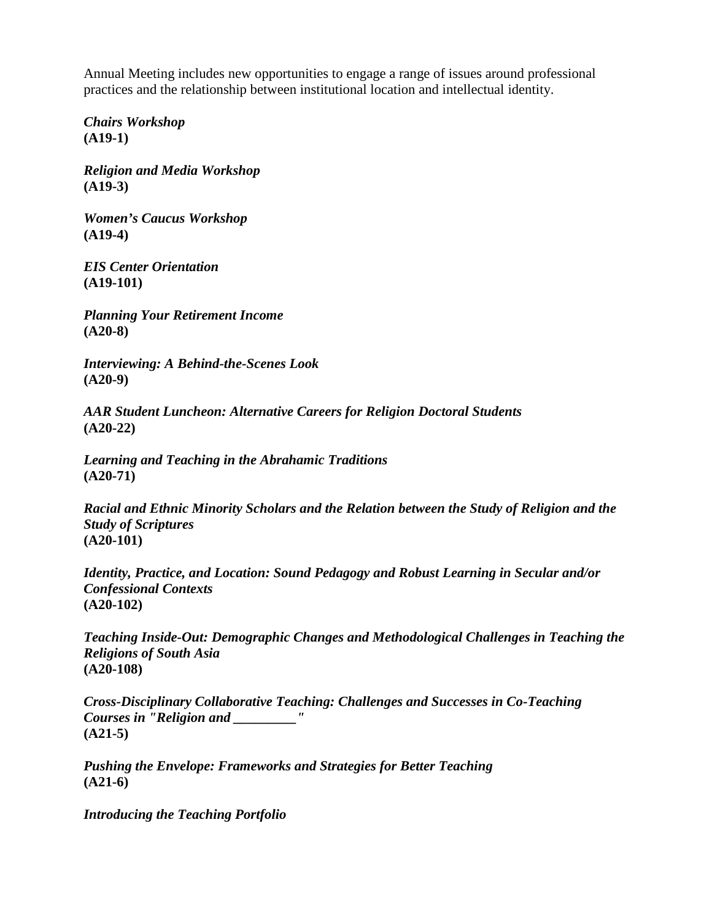Annual Meeting includes new opportunities to engage a range of issues around professional practices and the relationship between institutional location and intellectual identity.

***Chairs Workshop***
**(A19-1)**

***Religion and Media Workshop***
**(A19-3)**

***Women's Caucus Workshop***
**(A19-4)**

***EIS Center Orientation***
**(A19-101)**

***Planning Your Retirement Income***
**(A20-8)**

***Interviewing: A Behind-the-Scenes Look***
**(A20-9)**

***AAR Student Luncheon: Alternative Careers for Religion Doctoral Students***
**(A20-22)**

***Learning and Teaching in the Abrahamic Traditions***
**(A20-71)**

***Racial and Ethnic Minority Scholars and the Relation between the Study of Religion and the Study of Scriptures***
**(A20-101)**

***Identity, Practice, and Location: Sound Pedagogy and Robust Learning in Secular and/or Confessional Contexts***
**(A20-102)**

***Teaching Inside-Out: Demographic Changes and Methodological Challenges in Teaching the Religions of South Asia***
**(A20-108)**

***Cross-Disciplinary Collaborative Teaching: Challenges and Successes in Co-Teaching Courses in "Religion and _________"***
**(A21-5)**

***Pushing the Envelope: Frameworks and Strategies for Better Teaching***
**(A21-6)**

***Introducing the Teaching Portfolio***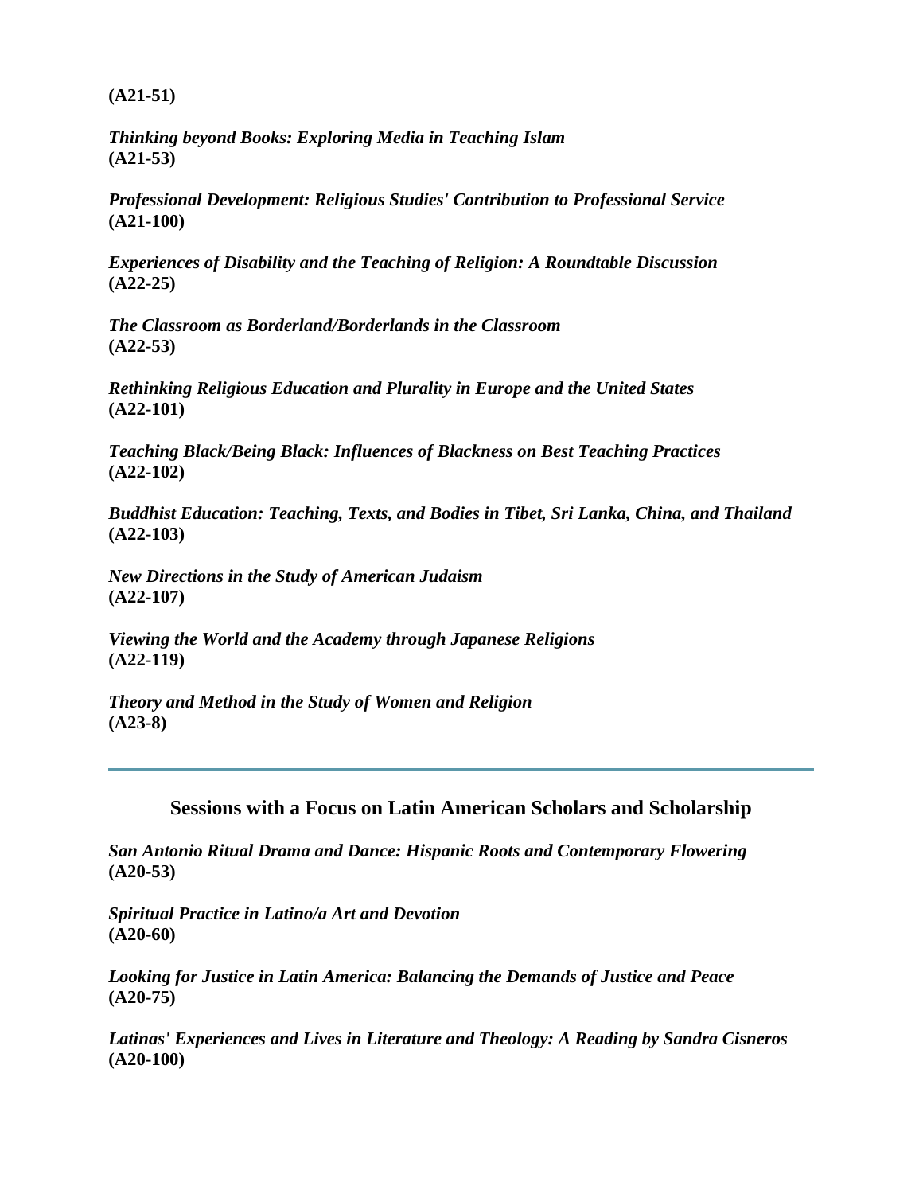**(A21-51)**

***Thinking beyond Books: Exploring Media in Teaching Islam***
**(A21-53)**

***Professional Development: Religious Studies' Contribution to Professional Service***
**(A21-100)**

***Experiences of Disability and the Teaching of Religion: A Roundtable Discussion***
**(A22-25)**

***The Classroom as Borderland/Borderlands in the Classroom***
**(A22-53)**

***Rethinking Religious Education and Plurality in Europe and the United States***
**(A22-101)**

***Teaching Black/Being Black: Influences of Blackness on Best Teaching Practices***
**(A22-102)**

***Buddhist Education: Teaching, Texts, and Bodies in Tibet, Sri Lanka, China, and Thailand***
**(A22-103)**

***New Directions in the Study of American Judaism***
**(A22-107)**

***Viewing the World and the Academy through Japanese Religions***
**(A22-119)**

***Theory and Method in the Study of Women and Religion***
**(A23-8)**

---

## Sessions with a Focus on Latin American Scholars and Scholarship

***San Antonio Ritual Drama and Dance: Hispanic Roots and Contemporary Flowering***
**(A20-53)**

***Spiritual Practice in Latino/a Art and Devotion***
**(A20-60)**

***Looking for Justice in Latin America: Balancing the Demands of Justice and Peace***
**(A20-75)**

***Latinas' Experiences and Lives in Literature and Theology: A Reading by Sandra Cisneros***
**(A20-100)**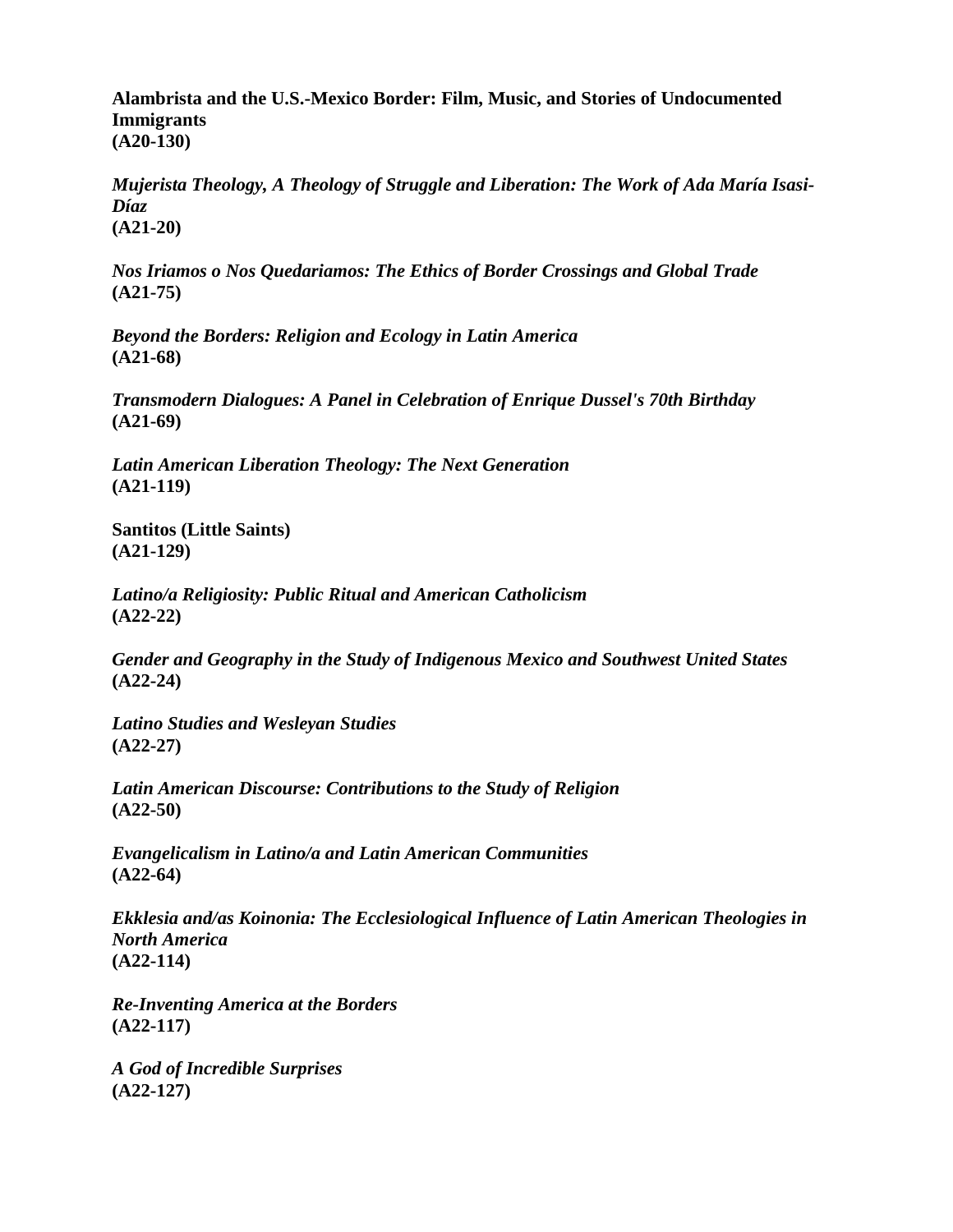**Alambrista and the U.S.-Mexico Border: Film, Music, and Stories of Undocumented Immigrants**
**(A20-130)**

***Mujerista Theology, A Theology of Struggle and Liberation: The Work of Ada María Isasi-Díaz***
**(A21-20)**

***Nos Iriamos o Nos Quedariamos: The Ethics of Border Crossings and Global Trade***
**(A21-75)**

***Beyond the Borders: Religion and Ecology in Latin America***
**(A21-68)**

***Transmodern Dialogues: A Panel in Celebration of Enrique Dussel's 70th Birthday***
**(A21-69)**

***Latin American Liberation Theology: The Next Generation***
**(A21-119)**

**Santitos (Little Saints)**
**(A21-129)**

***Latino/a Religiosity: Public Ritual and American Catholicism***
**(A22-22)**

***Gender and Geography in the Study of Indigenous Mexico and Southwest United States***
**(A22-24)**

***Latino Studies and Wesleyan Studies***
**(A22-27)**

***Latin American Discourse: Contributions to the Study of Religion***
**(A22-50)**

***Evangelicalism in Latino/a and Latin American Communities***
**(A22-64)**

***Ekklesia and/as Koinonia: The Ecclesiological Influence of Latin American Theologies in North America***
**(A22-114)**

***Re-Inventing America at the Borders***
**(A22-117)**

***A God of Incredible Surprises***
**(A22-127)**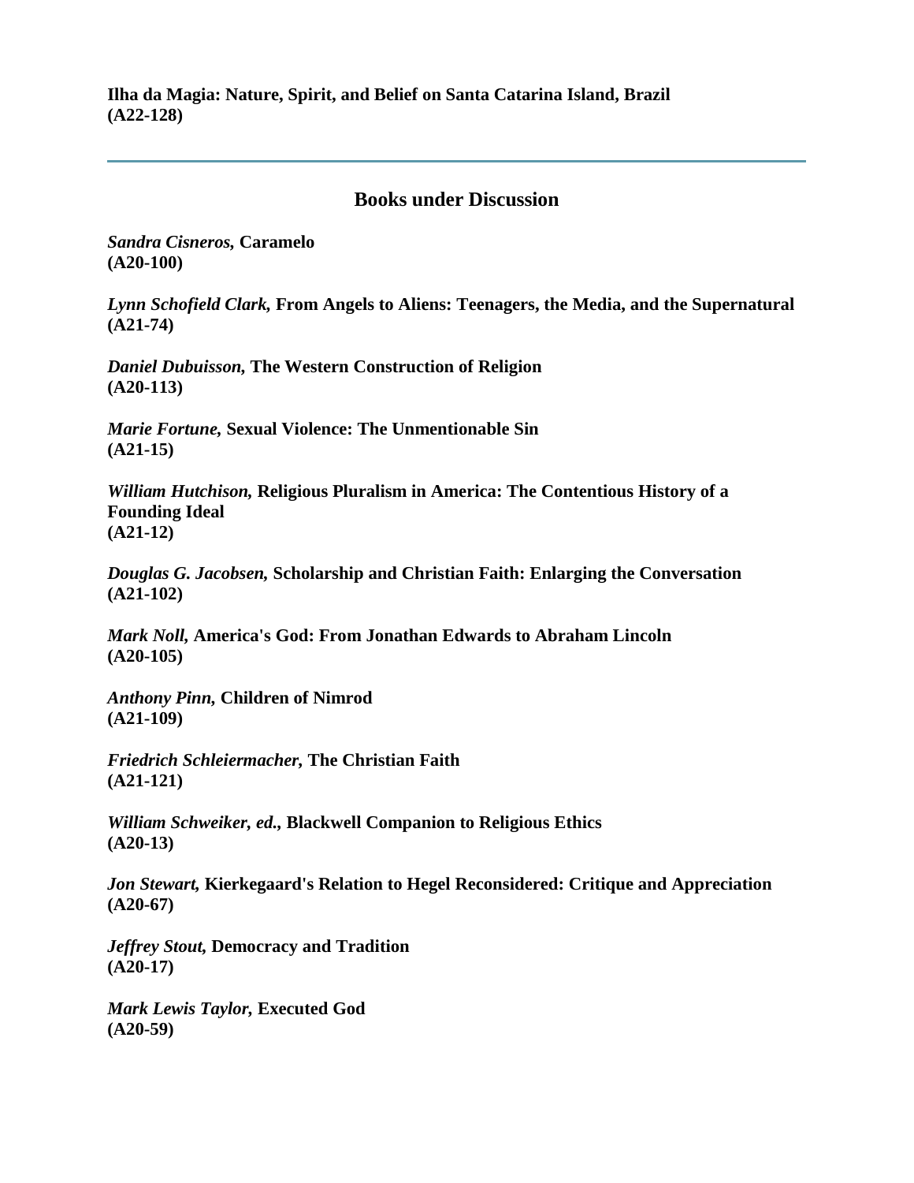**Ilha da Magia: Nature, Spirit, and Belief on Santa Catarina Island, Brazil**
**(A22-128)**

---

## Books under Discussion

***Sandra Cisneros,* Caramelo**
**(A20-100)**

***Lynn Schofield Clark,* From Angels to Aliens: Teenagers, the Media, and the Supernatural**
**(A21-74)**

***Daniel Dubuisson,* The Western Construction of Religion**
**(A20-113)**

***Marie Fortune,* Sexual Violence: The Unmentionable Sin**
**(A21-15)**

***William Hutchison,* Religious Pluralism in America: The Contentious History of a Founding Ideal**
**(A21-12)**

***Douglas G. Jacobsen,* Scholarship and Christian Faith: Enlarging the Conversation**
**(A21-102)**

***Mark Noll,* America's God: From Jonathan Edwards to Abraham Lincoln**
**(A20-105)**

***Anthony Pinn,* Children of Nimrod**
**(A21-109)**

***Friedrich Schleiermacher,* The Christian Faith**
**(A21-121)**

***William Schweiker, ed.,* Blackwell Companion to Religious Ethics**
**(A20-13)**

***Jon Stewart,* Kierkegaard's Relation to Hegel Reconsidered: Critique and Appreciation**
**(A20-67)**

***Jeffrey Stout,* Democracy and Tradition**
**(A20-17)**

***Mark Lewis Taylor,* Executed God**
**(A20-59)**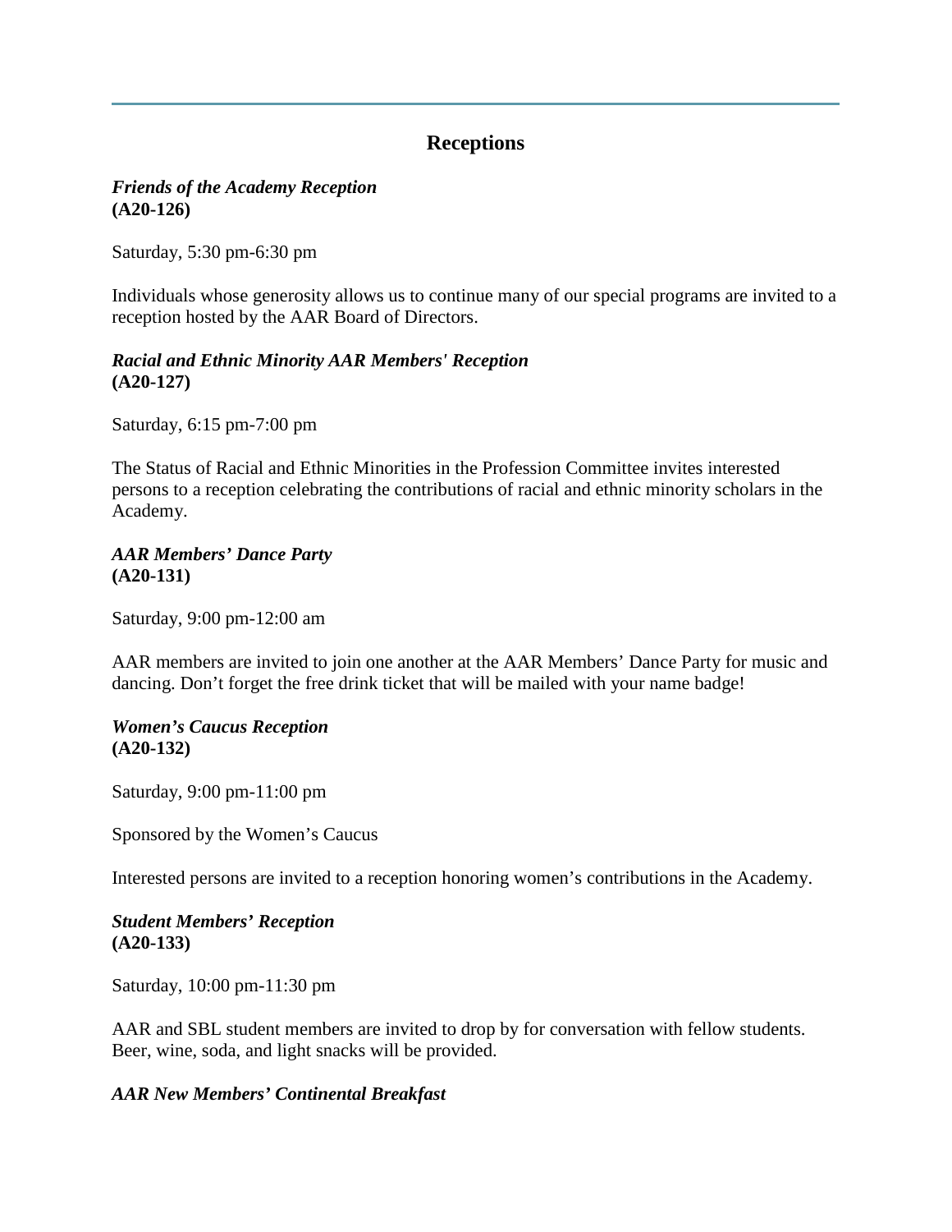## Receptions

***Friends of the Academy Reception***
**(A20-126)**

Saturday, 5:30 pm-6:30 pm

Individuals whose generosity allows us to continue many of our special programs are invited to a reception hosted by the AAR Board of Directors.

***Racial and Ethnic Minority AAR Members' Reception***
**(A20-127)**

Saturday, 6:15 pm-7:00 pm

The Status of Racial and Ethnic Minorities in the Profession Committee invites interested persons to a reception celebrating the contributions of racial and ethnic minority scholars in the Academy.

***AAR Members' Dance Party***
**(A20-131)**

Saturday, 9:00 pm-12:00 am

AAR members are invited to join one another at the AAR Members' Dance Party for music and dancing. Don't forget the free drink ticket that will be mailed with your name badge!

***Women's Caucus Reception***
**(A20-132)**

Saturday, 9:00 pm-11:00 pm

Sponsored by the Women's Caucus

Interested persons are invited to a reception honoring women's contributions in the Academy.

***Student Members' Reception***
**(A20-133)**

Saturday, 10:00 pm-11:30 pm

AAR and SBL student members are invited to drop by for conversation with fellow students. Beer, wine, soda, and light snacks will be provided.

***AAR New Members' Continental Breakfast***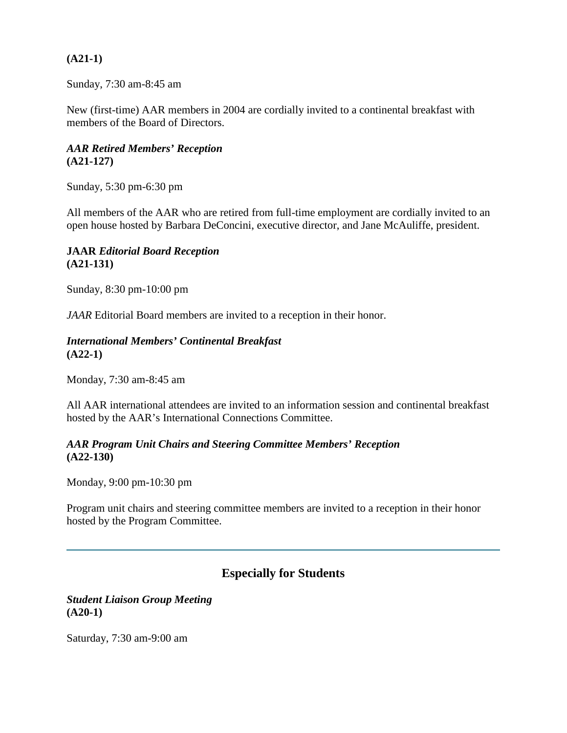**(A21-1)**

Sunday, 7:30 am-8:45 am

New (first-time) AAR members in 2004 are cordially invited to a continental breakfast with members of the Board of Directors.

***AAR Retired Members' Reception***
**(A21-127)**

Sunday, 5:30 pm-6:30 pm

All members of the AAR who are retired from full-time employment are cordially invited to an open house hosted by Barbara DeConcini, executive director, and Jane McAuliffe, president.

**JAAR *Editorial Board Reception***
**(A21-131)**

Sunday, 8:30 pm-10:00 pm

*JAAR* Editorial Board members are invited to a reception in their honor.

***International Members' Continental Breakfast***
**(A22-1)**

Monday, 7:30 am-8:45 am

All AAR international attendees are invited to an information session and continental breakfast hosted by the AAR's International Connections Committee.

***AAR Program Unit Chairs and Steering Committee Members' Reception***
**(A22-130)**

Monday, 9:00 pm-10:30 pm

Program unit chairs and steering committee members are invited to a reception in their honor hosted by the Program Committee.

---

## Especially for Students

***Student Liaison Group Meeting***
**(A20-1)**

Saturday, 7:30 am-9:00 am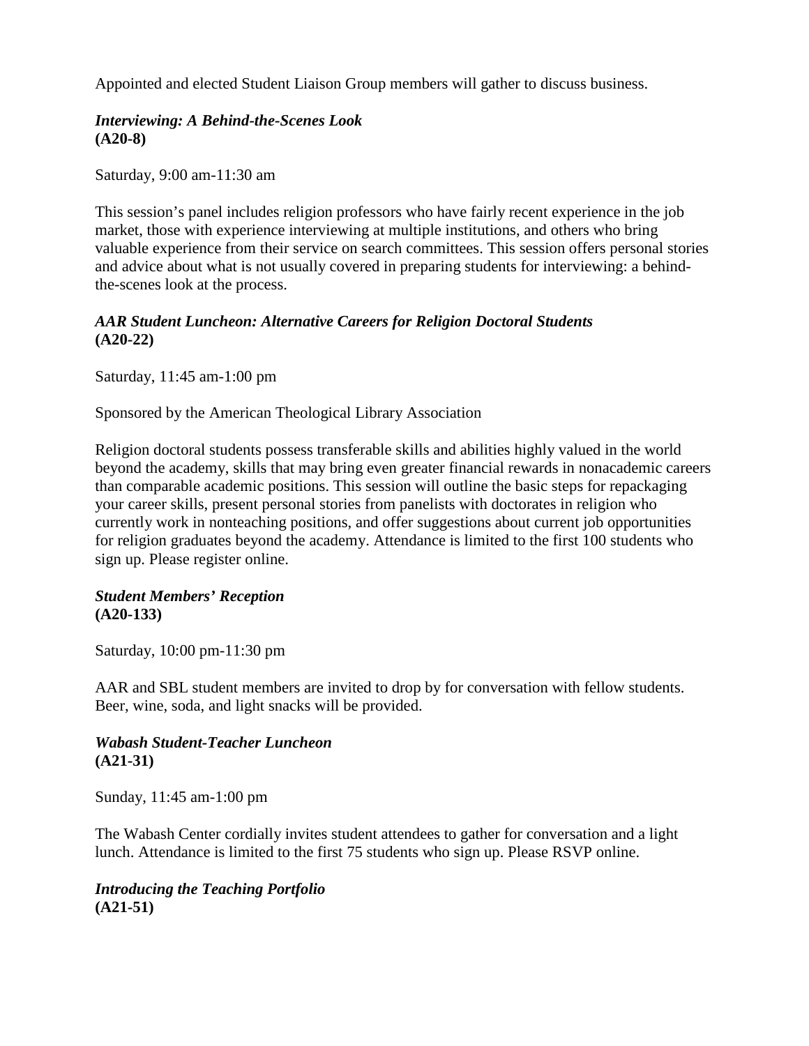Appointed and elected Student Liaison Group members will gather to discuss business.

***Interviewing: A Behind-the-Scenes Look***
**(A20-8)**

Saturday, 9:00 am-11:30 am

This session's panel includes religion professors who have fairly recent experience in the job market, those with experience interviewing at multiple institutions, and others who bring valuable experience from their service on search committees. This session offers personal stories and advice about what is not usually covered in preparing students for interviewing: a behind-the-scenes look at the process.

***AAR Student Luncheon: Alternative Careers for Religion Doctoral Students***
**(A20-22)**

Saturday, 11:45 am-1:00 pm

Sponsored by the American Theological Library Association

Religion doctoral students possess transferable skills and abilities highly valued in the world beyond the academy, skills that may bring even greater financial rewards in nonacademic careers than comparable academic positions. This session will outline the basic steps for repackaging your career skills, present personal stories from panelists with doctorates in religion who currently work in nonteaching positions, and offer suggestions about current job opportunities for religion graduates beyond the academy. Attendance is limited to the first 100 students who sign up. Please register online.

***Student Members' Reception***
**(A20-133)**

Saturday, 10:00 pm-11:30 pm

AAR and SBL student members are invited to drop by for conversation with fellow students. Beer, wine, soda, and light snacks will be provided.

***Wabash Student-Teacher Luncheon***
**(A21-31)**

Sunday, 11:45 am-1:00 pm

The Wabash Center cordially invites student attendees to gather for conversation and a light lunch. Attendance is limited to the first 75 students who sign up. Please RSVP online.

***Introducing the Teaching Portfolio***
**(A21-51)**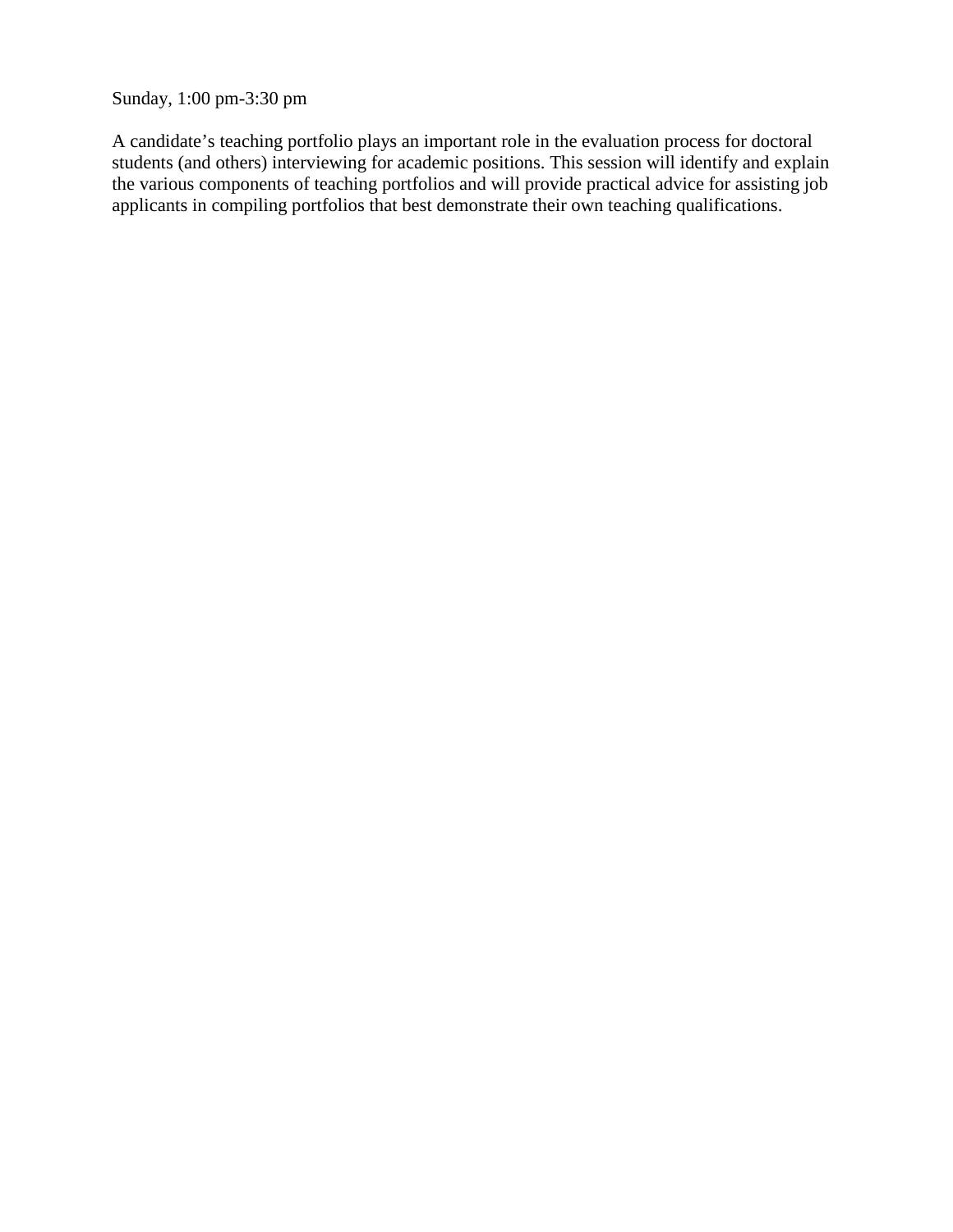Sunday, 1:00 pm-3:30 pm

A candidate's teaching portfolio plays an important role in the evaluation process for doctoral students (and others) interviewing for academic positions. This session will identify and explain the various components of teaching portfolios and will provide practical advice for assisting job applicants in compiling portfolios that best demonstrate their own teaching qualifications.